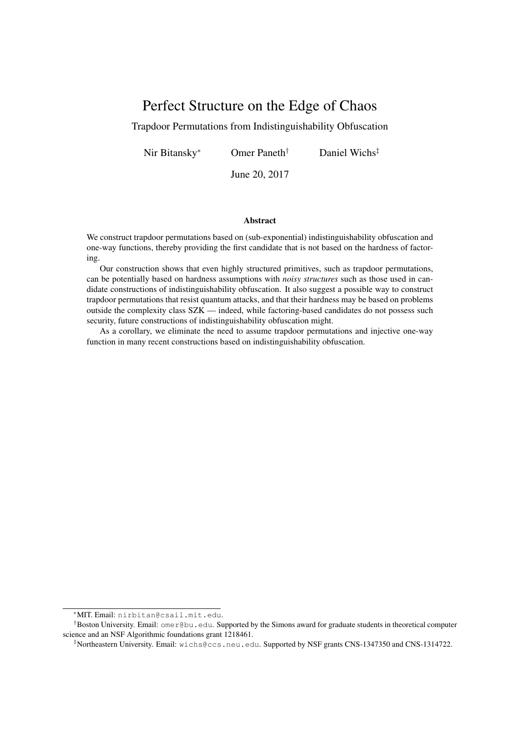# Perfect Structure on the Edge of Chaos

Trapdoor Permutations from Indistinguishability Obfuscation

Nir Bitansky[*] Omer Paneth[†] Daniel Wichs[‡]

June 20, 2017

### Abstract

We construct trapdoor permutations based on (sub-exponential) indistinguishability obfuscation and one-way functions, thereby providing the first candidate that is not based on the hardness of factoring.

Our construction shows that even highly structured primitives, such as trapdoor permutations, can be potentially based on hardness assumptions with *noisy structures* such as those used in candidate constructions of indistinguishability obfuscation. It also suggest a possible way to construct trapdoor permutations that resist quantum attacks, and that their hardness may be based on problems outside the complexity class SZK — indeed, while factoring-based candidates do not possess such security, future constructions of indistinguishability obfuscation might.

As a corollary, we eliminate the need to assume trapdoor permutations and injective one-way function in many recent constructions based on indistinguishability obfuscation.

---

[*]MIT. Email: nirbitan@csail.mit.edu.

[†]Boston University. Email: omer@bu.edu. Supported by the Simons award for graduate students in theoretical computer science and an NSF Algorithmic foundations grant 1218461.

[‡]Northeastern University. Email: wichs@ccs.neu.edu. Supported by NSF grants CNS-1347350 and CNS-1314722.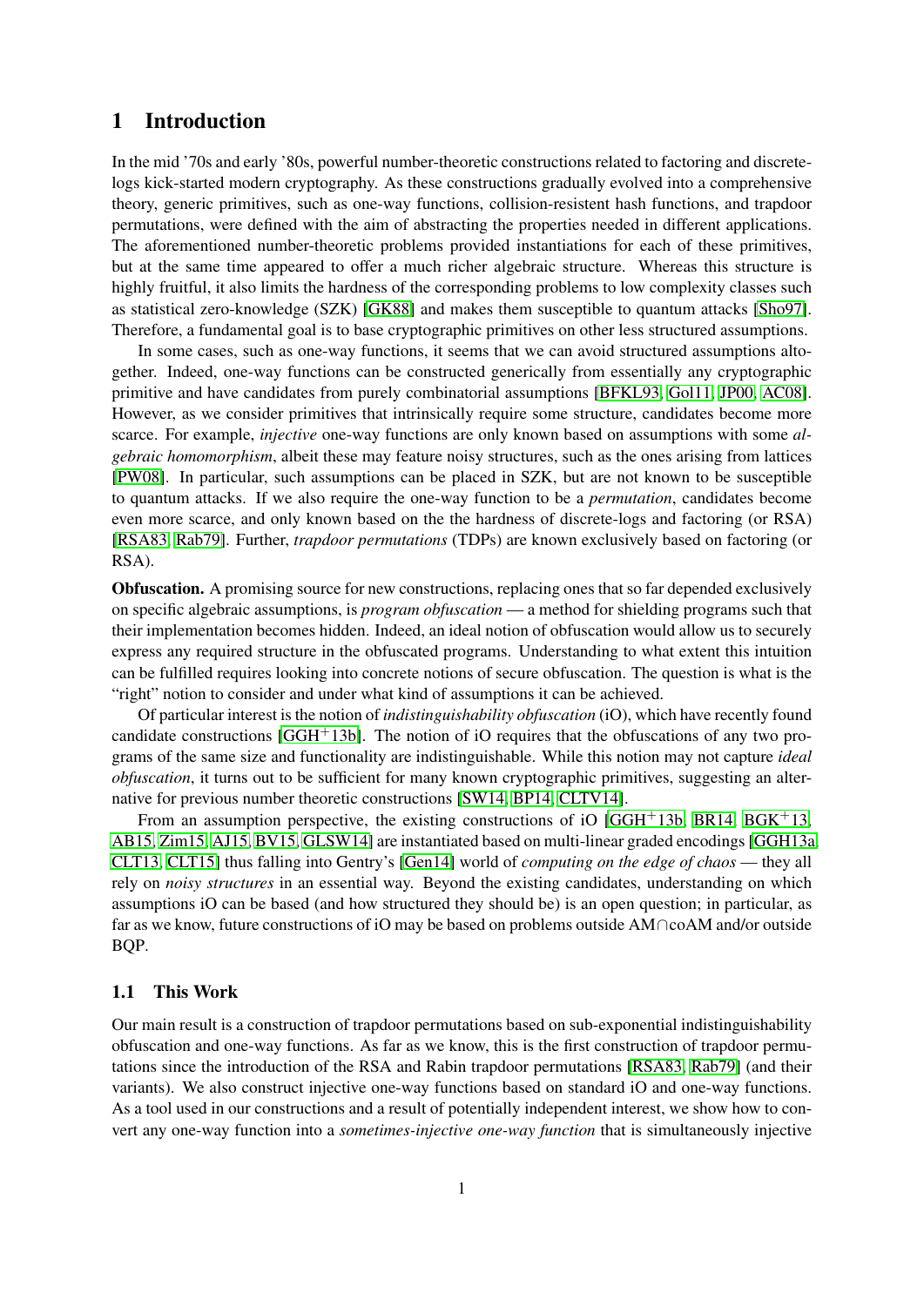# 1 Introduction

In the mid '70s and early '80s, powerful number-theoretic constructions related to factoring and discrete-logs kick-started modern cryptography. As these constructions gradually evolved into a comprehensive theory, generic primitives, such as one-way functions, collision-resistent hash functions, and trapdoor permutations, were defined with the aim of abstracting the properties needed in different applications. The aforementioned number-theoretic problems provided instantiations for each of these primitives, but at the same time appeared to offer a much richer algebraic structure. Whereas this structure is highly fruitful, it also limits the hardness of the corresponding problems to low complexity classes such as statistical zero-knowledge (SZK) [GK88] and makes them susceptible to quantum attacks [Sho97]. Therefore, a fundamental goal is to base cryptographic primitives on other less structured assumptions.

In some cases, such as one-way functions, it seems that we can avoid structured assumptions altogether. Indeed, one-way functions can be constructed generically from essentially any cryptographic primitive and have candidates from purely combinatorial assumptions [BFKL93, Gol11, JP00, AC08]. However, as we consider primitives that intrinsically require some structure, candidates become more scarce. For example, *injective* one-way functions are only known based on assumptions with some *algebraic homomorphism*, albeit these may feature noisy structures, such as the ones arising from lattices [PW08]. In particular, such assumptions can be placed in SZK, but are not known to be susceptible to quantum attacks. If we also require the one-way function to be a *permutation*, candidates become even more scarce, and only known based on the the hardness of discrete-logs and factoring (or RSA) [RSA83, Rab79]. Further, *trapdoor permutations* (TDPs) are known exclusively based on factoring (or RSA).

**Obfuscation.** A promising source for new constructions, replacing ones that so far depended exclusively on specific algebraic assumptions, is *program obfuscation* — a method for shielding programs such that their implementation becomes hidden. Indeed, an ideal notion of obfuscation would allow us to securely express any required structure in the obfuscated programs. Understanding to what extent this intuition can be fulfilled requires looking into concrete notions of secure obfuscation. The question is what is the "right" notion to consider and under what kind of assumptions it can be achieved.

Of particular interest is the notion of *indistinguishability obfuscation* (iO), which have recently found candidate constructions [GGH+13b]. The notion of iO requires that the obfuscations of any two programs of the same size and functionality are indistinguishable. While this notion may not capture *ideal obfuscation*, it turns out to be sufficient for many known cryptographic primitives, suggesting an alternative for previous number theoretic constructions [SW14, BP14, CLTV14].

From an assumption perspective, the existing constructions of iO [GGH+13b, BR14, BGK+13, AB15, Zim15, AJ15, BV15, GLSW14] are instantiated based on multi-linear graded encodings [GGH13a, CLT13, CLT15] thus falling into Gentry's [Gen14] world of *computing on the edge of chaos* — they all rely on *noisy structures* in an essential way. Beyond the existing candidates, understanding on which assumptions iO can be based (and how structured they should be) is an open question; in particular, as far as we know, future constructions of iO may be based on problems outside AM$\cap$coAM and/or outside BQP.

## 1.1 This Work

Our main result is a construction of trapdoor permutations based on sub-exponential indistinguishability obfuscation and one-way functions. As far as we know, this is the first construction of trapdoor permutations since the introduction of the RSA and Rabin trapdoor permutations [RSA83, Rab79] (and their variants). We also construct injective one-way functions based on standard iO and one-way functions. As a tool used in our constructions and a result of potentially independent interest, we show how to convert any one-way function into a *sometimes-injective one-way function* that is simultaneously injective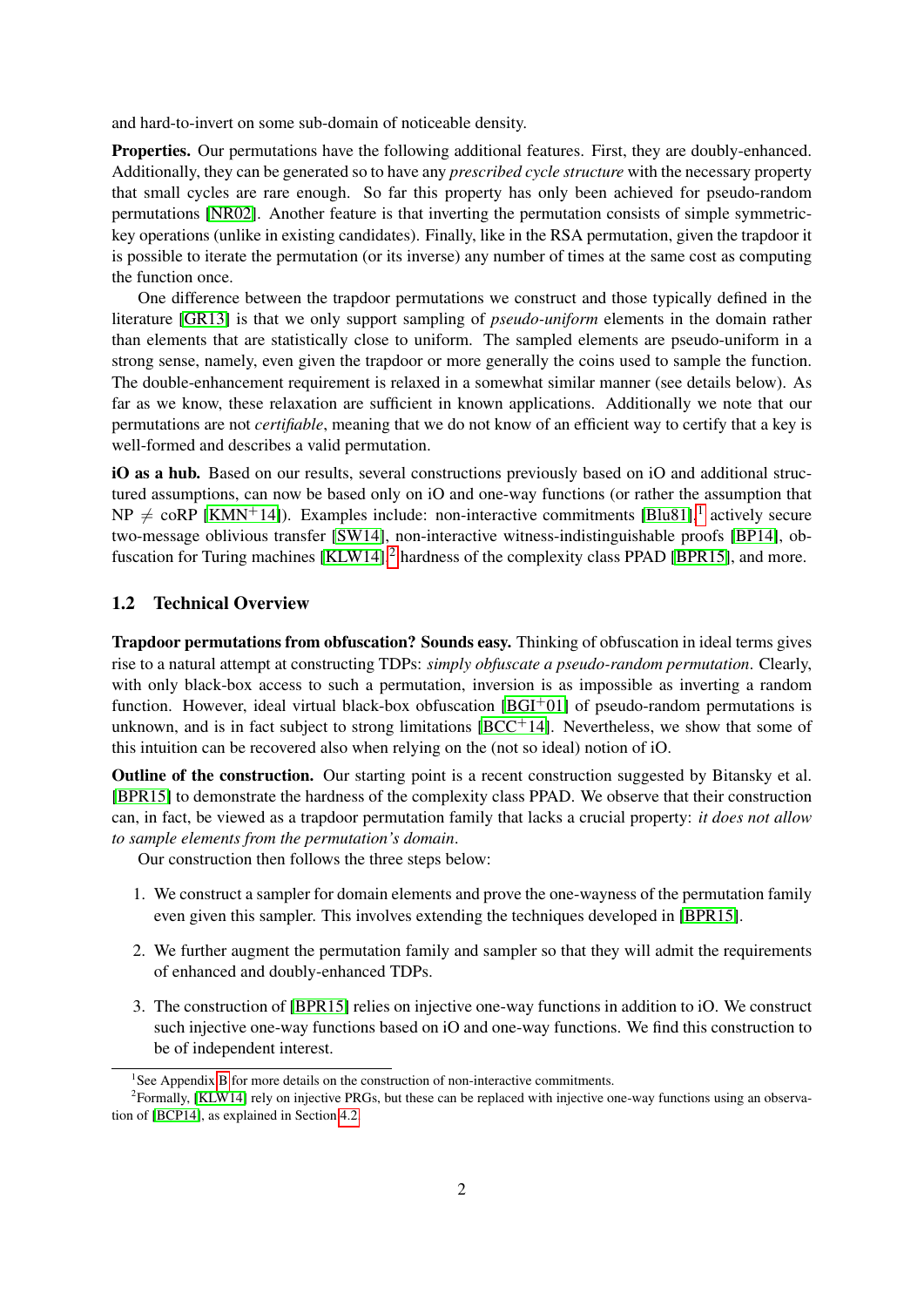and hard-to-invert on some sub-domain of noticeable density.

**Properties.** Our permutations have the following additional features. First, they are doubly-enhanced. Additionally, they can be generated so to have any *prescribed cycle structure* with the necessary property that small cycles are rare enough. So far this property has only been achieved for pseudo-random permutations [NR02]. Another feature is that inverting the permutation consists of simple symmetric-key operations (unlike in existing candidates). Finally, like in the RSA permutation, given the trapdoor it is possible to iterate the permutation (or its inverse) any number of times at the same cost as computing the function once.

One difference between the trapdoor permutations we construct and those typically defined in the literature [GR13] is that we only support sampling of *pseudo-uniform* elements in the domain rather than elements that are statistically close to uniform. The sampled elements are pseudo-uniform in a strong sense, namely, even given the trapdoor or more generally the coins used to sample the function. The double-enhancement requirement is relaxed in a somewhat similar manner (see details below). As far as we know, these relaxation are sufficient in known applications. Additionally we note that our permutations are not *certifiable*, meaning that we do not know of an efficient way to certify that a key is well-formed and describes a valid permutation.

**iO as a hub.** Based on our results, several constructions previously based on iO and additional structured assumptions, can now be based only on iO and one-way functions (or rather the assumption that $\mathrm{NP} \neq \mathrm{coRP}$ [KMN+14]). Examples include: non-interactive commitments [Blu81],[1] actively secure two-message oblivious transfer [SW14], non-interactive witness-indistinguishable proofs [BP14], obfuscation for Turing machines [KLW14],[2] hardness of the complexity class PPAD [BPR15], and more.

## 1.2 Technical Overview

**Trapdoor permutations from obfuscation? Sounds easy.** Thinking of obfuscation in ideal terms gives rise to a natural attempt at constructing TDPs: *simply obfuscate a pseudo-random permutation*. Clearly, with only black-box access to such a permutation, inversion is as impossible as inverting a random function. However, ideal virtual black-box obfuscation [BGI+01] of pseudo-random permutations is unknown, and is in fact subject to strong limitations [BCC+14]. Nevertheless, we show that some of this intuition can be recovered also when relying on the (not so ideal) notion of iO.

**Outline of the construction.** Our starting point is a recent construction suggested by Bitansky et al. [BPR15] to demonstrate the hardness of the complexity class PPAD. We observe that their construction can, in fact, be viewed as a trapdoor permutation family that lacks a crucial property: *it does not allow to sample elements from the permutation's domain*.

Our construction then follows the three steps below:

1. We construct a sampler for domain elements and prove the one-wayness of the permutation family even given this sampler. This involves extending the techniques developed in [BPR15].
2. We further augment the permutation family and sampler so that they will admit the requirements of enhanced and doubly-enhanced TDPs.
3. The construction of [BPR15] relies on injective one-way functions in addition to iO. We construct such injective one-way functions based on iO and one-way functions. We find this construction to be of independent interest.

---

[1] See Appendix B for more details on the construction of non-interactive commitments.

[2] Formally, [KLW14] rely on injective PRGs, but these can be replaced with injective one-way functions using an observation of [BCP14], as explained in Section 4.2.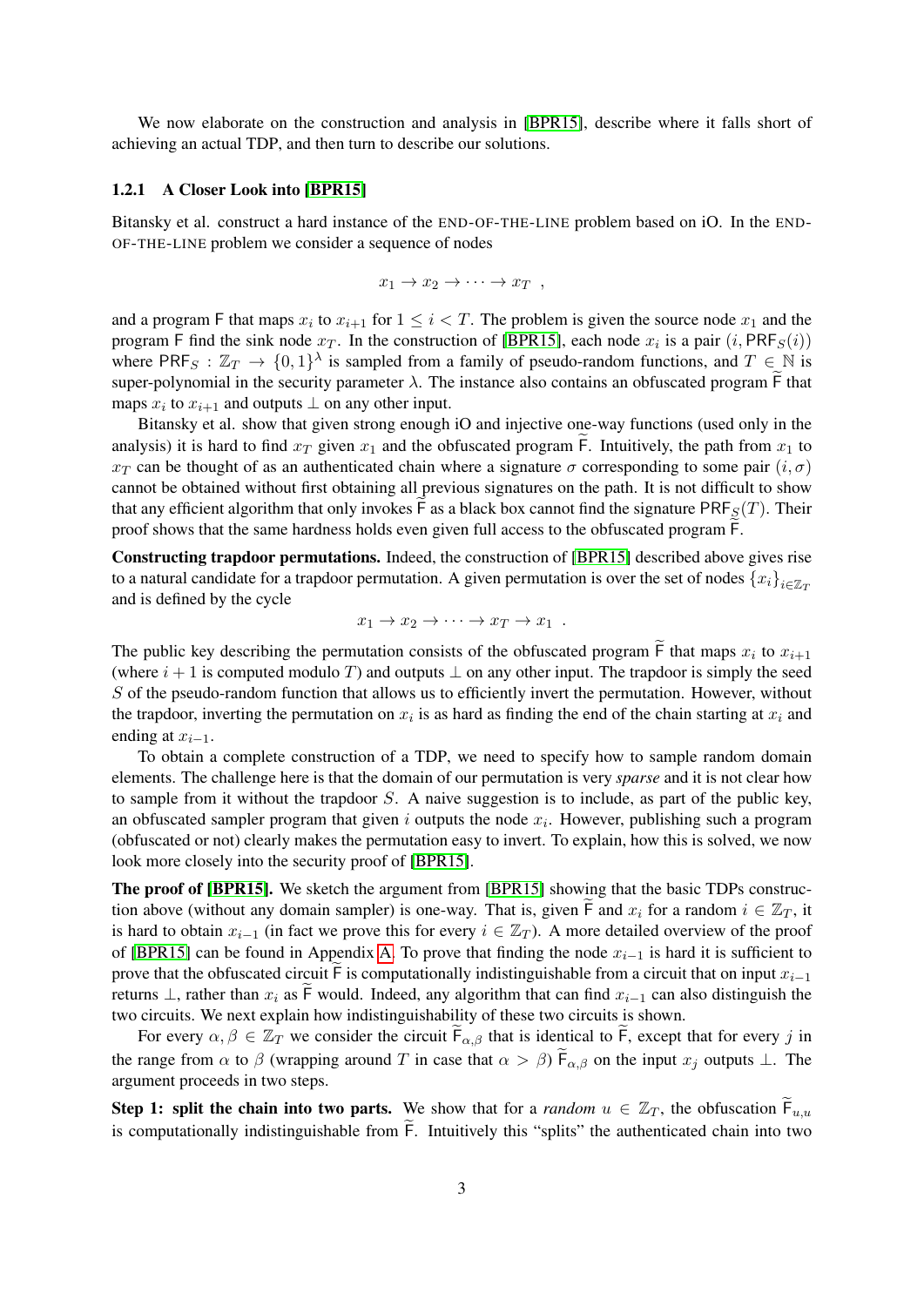We now elaborate on the construction and analysis in [BPR15], describe where it falls short of achieving an actual TDP, and then turn to describe our solutions.

### 1.2.1 A Closer Look into [BPR15]

Bitansky et al. construct a hard instance of the END-OF-THE-LINE problem based on iO. In the END-OF-THE-LINE problem we consider a sequence of nodes

$$x_1 \to x_2 \to \cdots \to x_T \ ,$$

and a program $\mathsf{F}$ that maps $x_i$ to $x_{i+1}$ for $1 \leq i < T$. The problem is given the source node $x_1$ and the program $\mathsf{F}$ find the sink node $x_T$. In the construction of [BPR15], each node $x_i$ is a pair $(i, \mathsf{PRF}_S(i))$ where $\mathsf{PRF}_S : \mathbb{Z}_T \to \{0,1\}^\lambda$ is sampled from a family of pseudo-random functions, and $T \in \mathbb{N}$ is super-polynomial in the security parameter $\lambda$. The instance also contains an obfuscated program $\widetilde{\mathsf{F}}$ that maps $x_i$ to $x_{i+1}$ and outputs $\perp$ on any other input.

Bitansky et al. show that given strong enough iO and injective one-way functions (used only in the analysis) it is hard to find $x_T$ given $x_1$ and the obfuscated program $\widetilde{\mathsf{F}}$. Intuitively, the path from $x_1$ to $x_T$ can be thought of as an authenticated chain where a signature $\sigma$ corresponding to some pair $(i, \sigma)$ cannot be obtained without first obtaining all previous signatures on the path. It is not difficult to show that any efficient algorithm that only invokes $\widetilde{\mathsf{F}}$ as a black box cannot find the signature $\mathsf{PRF}_S(T)$. Their proof shows that the same hardness holds even given full access to the obfuscated program $\widetilde{\mathsf{F}}$.

**Constructing trapdoor permutations.** Indeed, the construction of [BPR15] described above gives rise to a natural candidate for a trapdoor permutation. A given permutation is over the set of nodes $\{x_i\}_{i \in \mathbb{Z}_T}$ and is defined by the cycle

$$x_1 \to x_2 \to \cdots \to x_T \to x_1 \ .$$

The public key describing the permutation consists of the obfuscated program $\widetilde{\mathsf{F}}$ that maps $x_i$ to $x_{i+1}$ (where $i+1$ is computed modulo $T$) and outputs $\perp$ on any other input. The trapdoor is simply the seed $S$ of the pseudo-random function that allows us to efficiently invert the permutation. However, without the trapdoor, inverting the permutation on $x_i$ is as hard as finding the end of the chain starting at $x_i$ and ending at $x_{i-1}$.

To obtain a complete construction of a TDP, we need to specify how to sample random domain elements. The challenge here is that the domain of our permutation is very *sparse* and it is not clear how to sample from it without the trapdoor $S$. A naive suggestion is to include, as part of the public key, an obfuscated sampler program that given $i$ outputs the node $x_i$. However, publishing such a program (obfuscated or not) clearly makes the permutation easy to invert. To explain, how this is solved, we now look more closely into the security proof of [BPR15].

**The proof of [BPR15].** We sketch the argument from [BPR15] showing that the basic TDPs construction above (without any domain sampler) is one-way. That is, given $\widetilde{\mathsf{F}}$ and $x_i$ for a random $i \in \mathbb{Z}_T$, it is hard to obtain $x_{i-1}$ (in fact we prove this for every $i \in \mathbb{Z}_T$). A more detailed overview of the proof of [BPR15] can be found in Appendix A. To prove that finding the node $x_{i-1}$ is hard it is sufficient to prove that the obfuscated circuit $\widetilde{\mathsf{F}}$ is computationally indistinguishable from a circuit that on input $x_{i-1}$ returns $\perp$, rather than $x_i$ as $\widetilde{\mathsf{F}}$ would. Indeed, any algorithm that can find $x_{i-1}$ can also distinguish the two circuits. We next explain how indistinguishability of these two circuits is shown.

For every $\alpha, \beta \in \mathbb{Z}_T$ we consider the circuit $\widetilde{\mathsf{F}}_{\alpha,\beta}$ that is identical to $\widetilde{\mathsf{F}}$, except that for every $j$ in the range from $\alpha$ to $\beta$ (wrapping around $T$ in case that $\alpha > \beta$) $\widetilde{\mathsf{F}}_{\alpha,\beta}$ on the input $x_j$ outputs $\perp$. The argument proceeds in two steps.

**Step 1: split the chain into two parts.** We show that for a *random* $u \in \mathbb{Z}_T$, the obfuscation $\widetilde{\mathsf{F}}_{u,u}$ is computationally indistinguishable from $\widetilde{\mathsf{F}}$. Intuitively this "splits" the authenticated chain into two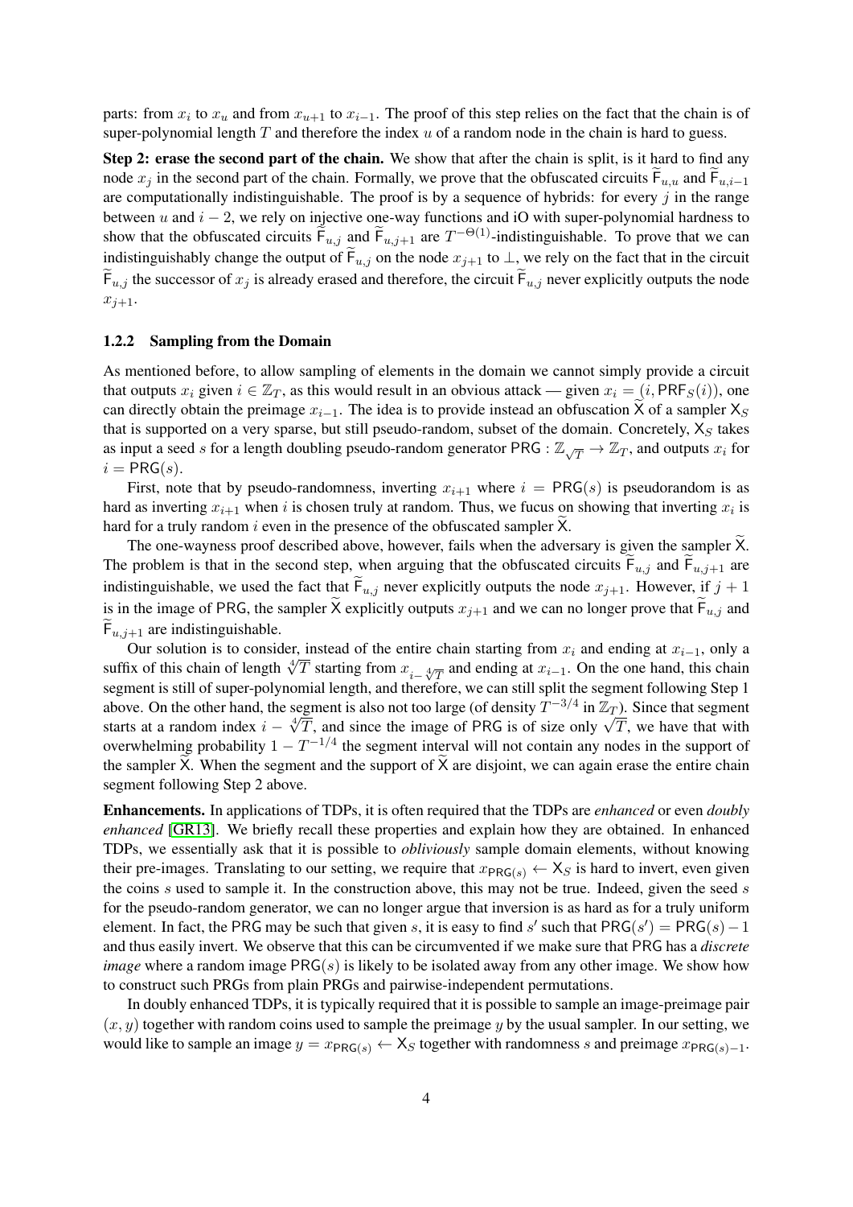parts: from $x_i$ to $x_u$ and from $x_{u+1}$ to $x_{i-1}$. The proof of this step relies on the fact that the chain is of super-polynomial length $T$ and therefore the index $u$ of a random node in the chain is hard to guess.

**Step 2: erase the second part of the chain.** We show that after the chain is split, is it hard to find any node $x_j$ in the second part of the chain. Formally, we prove that the obfuscated circuits $\widetilde{\mathsf{F}}_{u,u}$ and $\widetilde{\mathsf{F}}_{u,i-1}$ are computationally indistinguishable. The proof is by a sequence of hybrids: for every $j$ in the range between $u$ and $i-2$, we rely on injective one-way functions and iO with super-polynomial hardness to show that the obfuscated circuits $\widetilde{\mathsf{F}}_{u,j}$ and $\widetilde{\mathsf{F}}_{u,j+1}$ are $T^{-\Theta(1)}$-indistinguishable. To prove that we can indistinguishably change the output of $\widetilde{\mathsf{F}}_{u,j}$ on the node $x_{j+1}$ to $\perp$, we rely on the fact that in the circuit $\widetilde{\mathsf{F}}_{u,j}$ the successor of $x_j$ is already erased and therefore, the circuit $\widetilde{\mathsf{F}}_{u,j}$ never explicitly outputs the node $x_{j+1}$.

### 1.2.2 Sampling from the Domain

As mentioned before, to allow sampling of elements in the domain we cannot simply provide a circuit that outputs $x_i$ given $i \in \mathbb{Z}_T$, as this would result in an obvious attack — given $x_i = (i, \mathsf{PRF}_S(i))$, one can directly obtain the preimage $x_{i-1}$. The idea is to provide instead an obfuscation $\widetilde{\mathsf{X}}$ of a sampler $\mathsf{X}_S$ that is supported on a very sparse, but still pseudo-random, subset of the domain. Concretely, $\mathsf{X}_S$ takes as input a seed $s$ for a length doubling pseudo-random generator $\mathsf{PRG} : \mathbb{Z}_{\sqrt{T}} \to \mathbb{Z}_T$, and outputs $x_i$ for $i = \mathsf{PRG}(s)$.

First, note that by pseudo-randomness, inverting $x_{i+1}$ where $i = \mathsf{PRG}(s)$ is pseudorandom is as hard as inverting $x_{i+1}$ when $i$ is chosen truly at random. Thus, we fucus on showing that inverting $x_i$ is hard for a truly random $i$ even in the presence of the obfuscated sampler $\widetilde{\mathsf{X}}$.

The one-wayness proof described above, however, fails when the adversary is given the sampler $\widetilde{\mathsf{X}}$. The problem is that in the second step, when arguing that the obfuscated circuits $\widetilde{\mathsf{F}}_{u,j}$ and $\widetilde{\mathsf{F}}_{u,j+1}$ are indistinguishable, we used the fact that $\widetilde{\mathsf{F}}_{u,j}$ never explicitly outputs the node $x_{j+1}$. However, if $j+1$ is in the image of $\mathsf{PRG}$, the sampler $\widetilde{\mathsf{X}}$ explicitly outputs $x_{j+1}$ and we can no longer prove that $\widetilde{\mathsf{F}}_{u,j}$ and $\widetilde{\mathsf{F}}_{u,j+1}$ are indistinguishable.

Our solution is to consider, instead of the entire chain starting from $x_i$ and ending at $x_{i-1}$, only a suffix of this chain of length $\sqrt[4]{T}$ starting from $x_{i-\sqrt[4]{T}}$ and ending at $x_{i-1}$. On the one hand, this chain segment is still of super-polynomial length, and therefore, we can still split the segment following Step 1 above. On the other hand, the segment is also not too large (of density $T^{-3/4}$ in $\mathbb{Z}_T$). Since that segment starts at a random index $i - \sqrt[4]{T}$, and since the image of $\mathsf{PRG}$ is of size only $\sqrt{T}$, we have that with overwhelming probability $1 - T^{-1/4}$ the segment interval will not contain any nodes in the support of the sampler $\widetilde{\mathsf{X}}$. When the segment and the support of $\widetilde{\mathsf{X}}$ are disjoint, we can again erase the entire chain segment following Step 2 above.

**Enhancements.** In applications of TDPs, it is often required that the TDPs are *enhanced* or even *doubly enhanced* [GR13]. We briefly recall these properties and explain how they are obtained. In enhanced TDPs, we essentially ask that it is possible to *obliviously* sample domain elements, without knowing their pre-images. Translating to our setting, we require that $x_{\mathsf{PRG}(s)} \leftarrow \mathsf{X}_S$ is hard to invert, even given the coins $s$ used to sample it. In the construction above, this may not be true. Indeed, given the seed $s$ for the pseudo-random generator, we can no longer argue that inversion is as hard as for a truly uniform element. In fact, the $\mathsf{PRG}$ may be such that given $s$, it is easy to find $s'$ such that $\mathsf{PRG}(s') = \mathsf{PRG}(s) - 1$ and thus easily invert. We observe that this can be circumvented if we make sure that $\mathsf{PRG}$ has a *discrete image* where a random image $\mathsf{PRG}(s)$ is likely to be isolated away from any other image. We show how to construct such PRGs from plain PRGs and pairwise-independent permutations.

In doubly enhanced TDPs, it is typically required that it is possible to sample an image-preimage pair $(x, y)$ together with random coins used to sample the preimage $y$ by the usual sampler. In our setting, we would like to sample an image $y = x_{\mathsf{PRG}(s)} \leftarrow \mathsf{X}_S$ together with randomness $s$ and preimage $x_{\mathsf{PRG}(s)-1}$.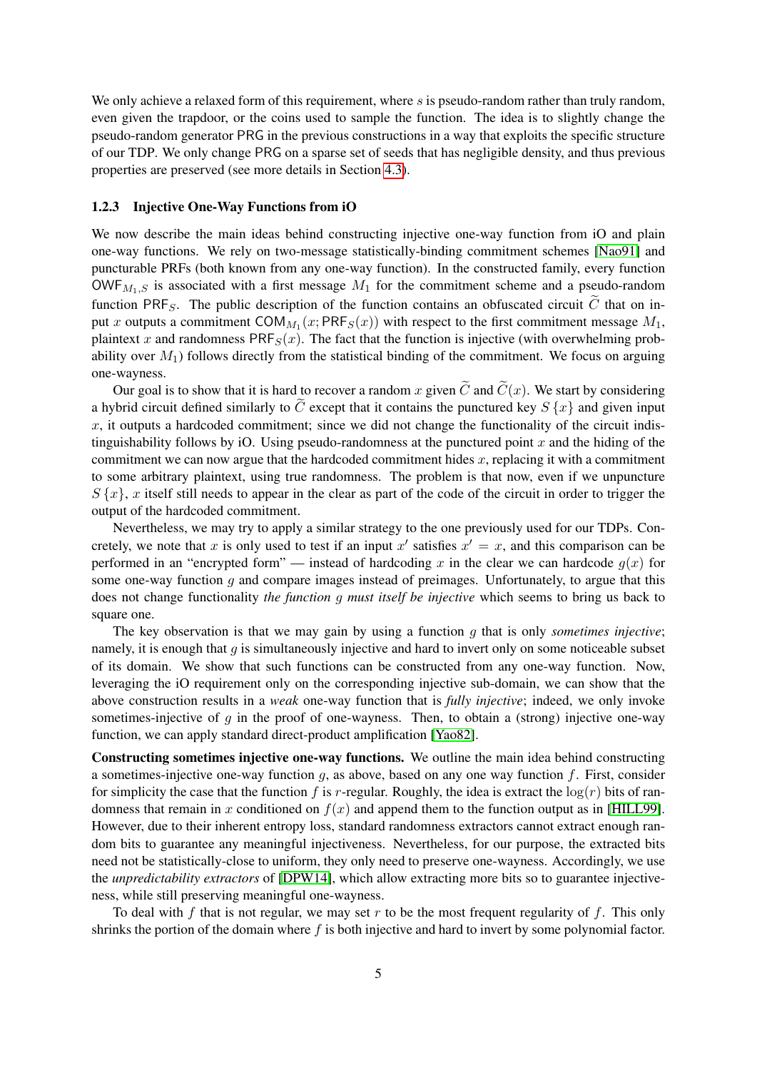We only achieve a relaxed form of this requirement, where $s$ is pseudo-random rather than truly random, even given the trapdoor, or the coins used to sample the function. The idea is to slightly change the pseudo-random generator $\mathsf{PRG}$ in the previous constructions in a way that exploits the specific structure of our TDP. We only change $\mathsf{PRG}$ on a sparse set of seeds that has negligible density, and thus previous properties are preserved (see more details in Section 4.3).

### 1.2.3 Injective One-Way Functions from iO

We now describe the main ideas behind constructing injective one-way function from iO and plain one-way functions. We rely on two-message statistically-binding commitment schemes [Nao91] and puncturable PRFs (both known from any one-way function). In the constructed family, every function $\mathsf{OWF}_{M_1,S}$ is associated with a first message $M_1$ for the commitment scheme and a pseudo-random function $\mathsf{PRF}_S$. The public description of the function contains an obfuscated circuit $\widetilde{C}$ that on input $x$ outputs a commitment $\mathsf{COM}_{M_1}(x; \mathsf{PRF}_S(x))$ with respect to the first commitment message $M_1$, plaintext $x$ and randomness $\mathsf{PRF}_S(x)$. The fact that the function is injective (with overwhelming probability over $M_1$) follows directly from the statistical binding of the commitment. We focus on arguing one-wayness.

Our goal is to show that it is hard to recover a random $x$ given $\widetilde{C}$ and $\widetilde{C}(x)$. We start by considering a hybrid circuit defined similarly to $\widetilde{C}$ except that it contains the punctured key $S\{x\}$ and given input $x$, it outputs a hardcoded commitment; since we did not change the functionality of the circuit indistinguishability follows by iO. Using pseudo-randomness at the punctured point $x$ and the hiding of the commitment we can now argue that the hardcoded commitment hides $x$, replacing it with a commitment to some arbitrary plaintext, using true randomness. The problem is that now, even if we unpuncture $S\{x\}$, $x$ itself still needs to appear in the clear as part of the code of the circuit in order to trigger the output of the hardcoded commitment.

Nevertheless, we may try to apply a similar strategy to the one previously used for our TDPs. Concretely, we note that $x$ is only used to test if an input $x'$ satisfies $x' = x$, and this comparison can be performed in an "encrypted form" — instead of hardcoding $x$ in the clear we can hardcode $g(x)$ for some one-way function $g$ and compare images instead of preimages. Unfortunately, to argue that this does not change functionality *the function $g$ must itself be injective* which seems to bring us back to square one.

The key observation is that we may gain by using a function $g$ that is only *sometimes injective*; namely, it is enough that $g$ is simultaneously injective and hard to invert only on some noticeable subset of its domain. We show that such functions can be constructed from any one-way function. Now, leveraging the iO requirement only on the corresponding injective sub-domain, we can show that the above construction results in a *weak* one-way function that is *fully injective*; indeed, we only invoke sometimes-injective of $g$ in the proof of one-wayness. Then, to obtain a (strong) injective one-way function, we can apply standard direct-product amplification [Yao82].

**Constructing sometimes injective one-way functions.** We outline the main idea behind constructing a sometimes-injective one-way function $g$, as above, based on any one way function $f$. First, consider for simplicity the case that the function $f$ is $r$-regular. Roughly, the idea is extract the $\log(r)$ bits of randomness that remain in $x$ conditioned on $f(x)$ and append them to the function output as in [HILL99]. However, due to their inherent entropy loss, standard randomness extractors cannot extract enough random bits to guarantee any meaningful injectiveness. Nevertheless, for our purpose, the extracted bits need not be statistically-close to uniform, they only need to preserve one-wayness. Accordingly, we use the *unpredictability extractors* of [DPW14], which allow extracting more bits so to guarantee injectiveness, while still preserving meaningful one-wayness.

To deal with $f$ that is not regular, we may set $r$ to be the most frequent regularity of $f$. This only shrinks the portion of the domain where $f$ is both injective and hard to invert by some polynomial factor.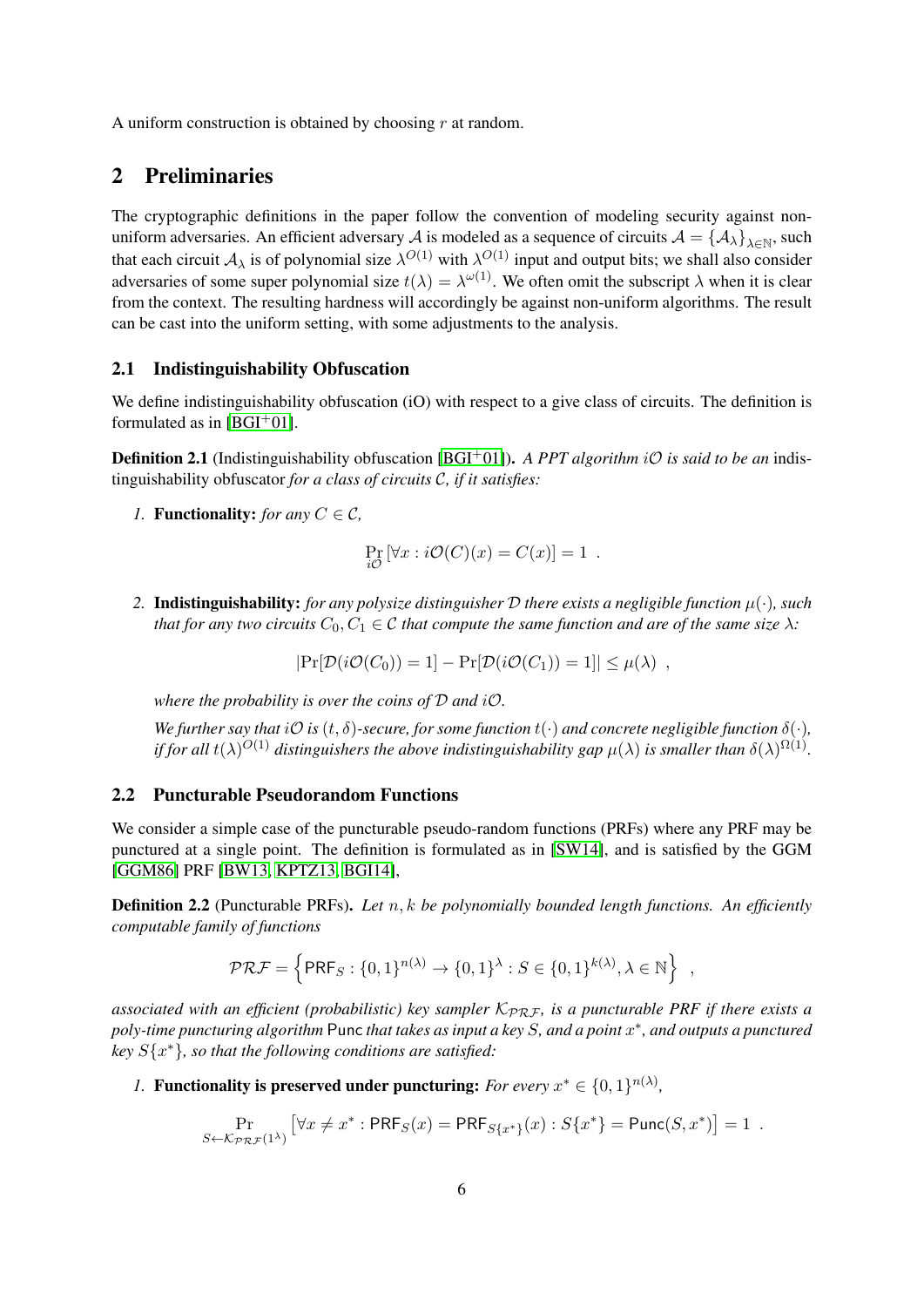A uniform construction is obtained by choosing $r$ at random.

## 2 Preliminaries

The cryptographic definitions in the paper follow the convention of modeling security against non-uniform adversaries. An efficient adversary $\mathcal{A}$ is modeled as a sequence of circuits $\mathcal{A} = \{\mathcal{A}_\lambda\}_{\lambda \in \mathbb{N}}$, such that each circuit $\mathcal{A}_\lambda$ is of polynomial size $\lambda^{O(1)}$ with $\lambda^{O(1)}$ input and output bits; we shall also consider adversaries of some super polynomial size $t(\lambda) = \lambda^{\omega(1)}$. We often omit the subscript $\lambda$ when it is clear from the context. The resulting hardness will accordingly be against non-uniform algorithms. The result can be cast into the uniform setting, with some adjustments to the analysis.

### 2.1 Indistinguishability Obfuscation

We define indistinguishability obfuscation (iO) with respect to a give class of circuits. The definition is formulated as in [BGI+01].

**Definition 2.1** (Indistinguishability obfuscation [BGI+01])**.** *A PPT algorithm $i\mathcal{O}$ is said to be an* indistinguishability obfuscator *for a class of circuits $\mathcal{C}$, if it satisfies:*

1. **Functionality:** *for any $C \in \mathcal{C}$,*

$$\Pr_{i\mathcal{O}}\left[\forall x : i\mathcal{O}(C)(x) = C(x)\right] = 1 \enspace .$$

2. **Indistinguishability:** *for any polysize distinguisher $\mathcal{D}$ there exists a negligible function $\mu(\cdot)$, such that for any two circuits $C_0, C_1 \in \mathcal{C}$ that compute the same function and are of the same size $\lambda$:*

$$\left|\Pr[\mathcal{D}(i\mathcal{O}(C_0)) = 1] - \Pr[\mathcal{D}(i\mathcal{O}(C_1)) = 1]\right| \leq \mu(\lambda) \enspace ,$$

*where the probability is over the coins of $\mathcal{D}$ and $i\mathcal{O}$.*

*We further say that $i\mathcal{O}$ is $(t, \delta)$-secure, for some function $t(\cdot)$ and concrete negligible function $\delta(\cdot)$, if for all $t(\lambda)^{O(1)}$ distinguishers the above indistinguishability gap $\mu(\lambda)$ is smaller than $\delta(\lambda)^{\Omega(1)}$.*

### 2.2 Puncturable Pseudorandom Functions

We consider a simple case of the puncturable pseudo-random functions (PRFs) where any PRF may be punctured at a single point. The definition is formulated as in [SW14], and is satisfied by the GGM [GGM86] PRF [BW13, KPTZ13, BGI14],

**Definition 2.2** (Puncturable PRFs)**.** *Let $n, k$ be polynomially bounded length functions. An efficiently computable family of functions*

$$\mathcal{PRF} = \left\{\mathsf{PRF}_S : \{0,1\}^{n(\lambda)} \to \{0,1\}^{\lambda} : S \in \{0,1\}^{k(\lambda)}, \lambda \in \mathbb{N}\right\} \enspace ,$$

*associated with an efficient (probabilistic) key sampler $\mathcal{K}_{\mathcal{PRF}}$, is a puncturable PRF if there exists a poly-time puncturing algorithm $\mathsf{Punc}$ that takes as input a key $S$, and a point $x^*$, and outputs a punctured key $S\{x^*\}$, so that the following conditions are satisfied:*

1. **Functionality is preserved under puncturing:** *For every $x^* \in \{0,1\}^{n(\lambda)}$,*

$$\Pr_{S \leftarrow \mathcal{K}_{\mathcal{PRF}}(1^\lambda)}\left[\forall x \neq x^* : \mathsf{PRF}_S(x) = \mathsf{PRF}_{S\{x^*\}}(x) : S\{x^*\} = \mathsf{Punc}(S, x^*)\right] = 1 \enspace .$$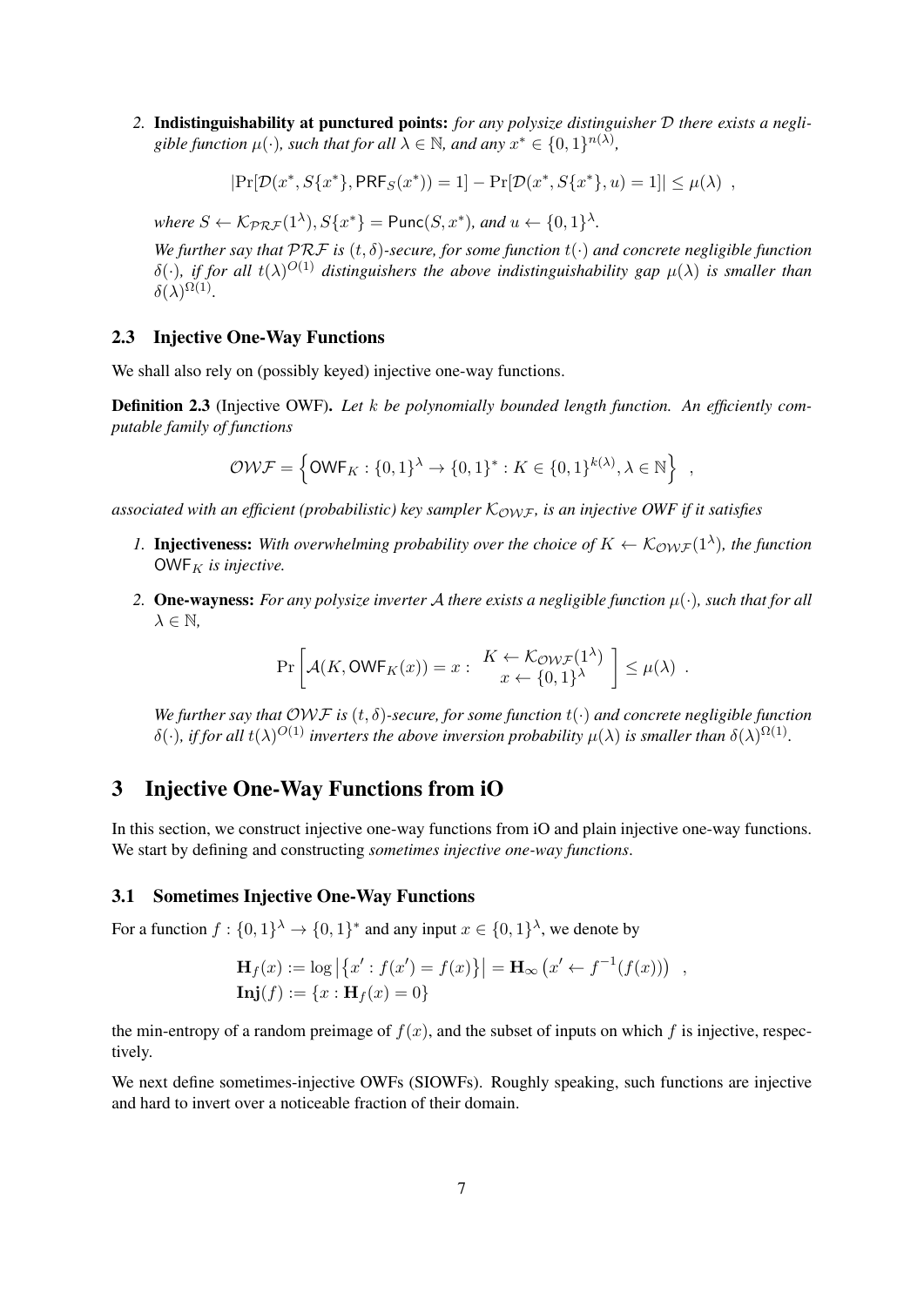2. **Indistinguishability at punctured points:** *for any polysize distinguisher $\mathcal{D}$ there exists a negligible function $\mu(\cdot)$, such that for all $\lambda \in \mathbb{N}$, and any $x^* \in \{0,1\}^{n(\lambda)}$,*

$$|\Pr[\mathcal{D}(x^*, S\{x^*\}, \mathsf{PRF}_S(x^*)) = 1] - \Pr[\mathcal{D}(x^*, S\{x^*\}, u) = 1]| \leq \mu(\lambda) \enspace ,$$

*where $S \leftarrow \mathcal{K}_{\mathcal{PRF}}(1^\lambda), S\{x^*\} = \mathsf{Punc}(S, x^*)$, and $u \leftarrow \{0,1\}^\lambda$.*

*We further say that $\mathcal{PRF}$ is $(t, \delta)$-secure, for some function $t(\cdot)$ and concrete negligible function $\delta(\cdot)$, if for all $t(\lambda)^{O(1)}$ distinguishers the above indistinguishability gap $\mu(\lambda)$ is smaller than $\delta(\lambda)^{\Omega(1)}$.*

### 2.3 Injective One-Way Functions

We shall also rely on (possibly keyed) injective one-way functions.

**Definition 2.3** (Injective OWF). *Let $k$ be polynomially bounded length function. An efficiently computable family of functions*

$$\mathcal{OWF} = \left\{ \mathsf{OWF}_K : \{0,1\}^\lambda \to \{0,1\}^* : K \in \{0,1\}^{k(\lambda)}, \lambda \in \mathbb{N} \right\} \enspace ,$$

*associated with an efficient (probabilistic) key sampler $\mathcal{K}_{\mathcal{OWF}}$, is an injective OWF if it satisfies*

1. **Injectiveness:** *With overwhelming probability over the choice of $K \leftarrow \mathcal{K}_{\mathcal{OWF}}(1^\lambda)$, the function $\mathsf{OWF}_K$ is injective.*

2. **One-wayness:** *For any polysize inverter $\mathcal{A}$ there exists a negligible function $\mu(\cdot)$, such that for all $\lambda \in \mathbb{N}$,*

$$\Pr\left[ \mathcal{A}(K, \mathsf{OWF}_K(x)) = x : \begin{array}{c} K \leftarrow \mathcal{K}_{\mathcal{OWF}}(1^\lambda) \\ x \leftarrow \{0,1\}^\lambda \end{array} \right] \leq \mu(\lambda) \enspace .$$

*We further say that $\mathcal{OWF}$ is $(t, \delta)$-secure, for some function $t(\cdot)$ and concrete negligible function $\delta(\cdot)$, if for all $t(\lambda)^{O(1)}$ inverters the above inversion probability $\mu(\lambda)$ is smaller than $\delta(\lambda)^{\Omega(1)}$.*

## 3 Injective One-Way Functions from iO

In this section, we construct injective one-way functions from iO and plain injective one-way functions. We start by defining and constructing *sometimes injective one-way functions*.

### 3.1 Sometimes Injective One-Way Functions

For a function $f : \{0,1\}^\lambda \to \{0,1\}^*$ and any input $x \in \{0,1\}^\lambda$, we denote by

$$\begin{aligned} \mathbf{H}_f(x) &:= \log \left| \{x' : f(x') = f(x)\} \right| = \mathbf{H}_\infty \left( x' \leftarrow f^{-1}(f(x)) \right) \enspace , \\ \mathbf{Inj}(f) &:= \{x : \mathbf{H}_f(x) = 0\} \end{aligned}$$

the min-entropy of a random preimage of $f(x)$, and the subset of inputs on which $f$ is injective, respectively.

We next define sometimes-injective OWFs (SIOWFs). Roughly speaking, such functions are injective and hard to invert over a noticeable fraction of their domain.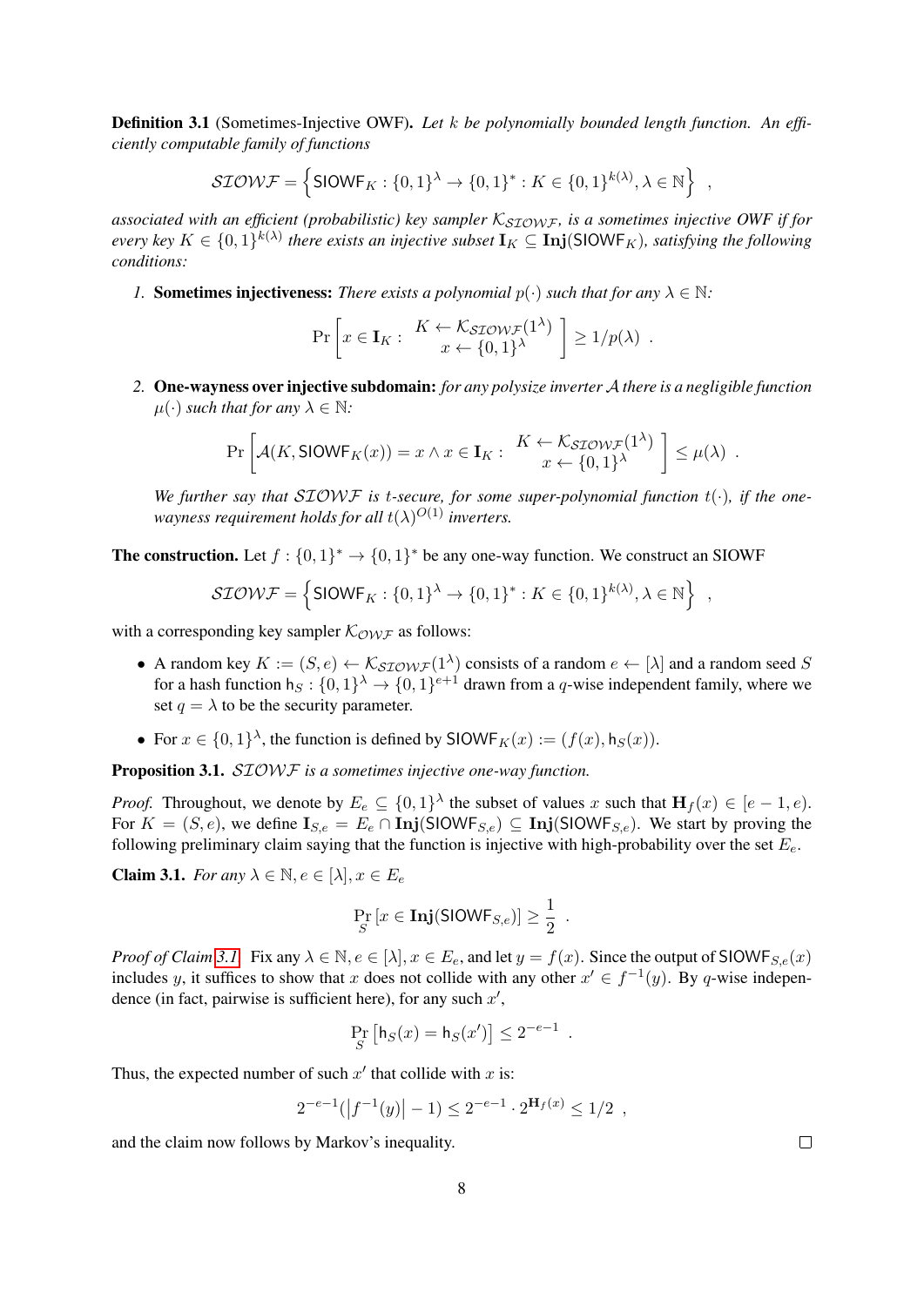**Definition 3.1** (Sometimes-Injective OWF). *Let $k$ be polynomially bounded length function. An efficiently computable family of functions*

$$\mathcal{SIOWF} = \left\{ \mathsf{SIOWF}_K : \{0,1\}^\lambda \to \{0,1\}^* : K \in \{0,1\}^{k(\lambda)}, \lambda \in \mathbb{N} \right\} \ ,$$

*associated with an efficient (probabilistic) key sampler $\mathcal{K}_{\mathcal{SIOWF}}$, is a sometimes injective OWF if for every key $K \in \{0,1\}^{k(\lambda)}$ there exists an injective subset $\mathbf{I}_K \subseteq \mathbf{Inj}(\mathsf{SIOWF}_K)$, satisfying the following conditions:*

1. **Sometimes injectiveness:** *There exists a polynomial $p(\cdot)$ such that for any $\lambda \in \mathbb{N}$:*

$$\Pr\left[ x \in \mathbf{I}_K : \begin{array}{c} K \leftarrow \mathcal{K}_{\mathcal{SIOWF}}(1^\lambda) \\ x \leftarrow \{0,1\}^\lambda \end{array} \right] \geq 1/p(\lambda) \ .$$

2. **One-wayness over injective subdomain:** *for any polysize inverter $\mathcal{A}$ there is a negligible function $\mu(\cdot)$ such that for any $\lambda \in \mathbb{N}$:*

$$\Pr\left[ \mathcal{A}(K, \mathsf{SIOWF}_K(x)) = x \wedge x \in \mathbf{I}_K : \begin{array}{c} K \leftarrow \mathcal{K}_{\mathcal{SIOWF}}(1^\lambda) \\ x \leftarrow \{0,1\}^\lambda \end{array} \right] \leq \mu(\lambda) \ .$$

*We further say that $\mathcal{SIOWF}$ is $t$-secure, for some super-polynomial function $t(\cdot)$, if the one-wayness requirement holds for all $t(\lambda)^{O(1)}$ inverters.*

**The construction.** Let $f : \{0,1\}^* \to \{0,1\}^*$ be any one-way function. We construct an SIOWF

$$\mathcal{SIOWF} = \left\{ \mathsf{SIOWF}_K : \{0,1\}^\lambda \to \{0,1\}^* : K \in \{0,1\}^{k(\lambda)}, \lambda \in \mathbb{N} \right\} \ ,$$

with a corresponding key sampler $\mathcal{K}_{\mathcal{OWF}}$ as follows:

- A random key $K := (S, e) \leftarrow \mathcal{K}_{\mathcal{SIOWF}}(1^\lambda)$ consists of a random $e \leftarrow [\lambda]$ and a random seed $S$ for a hash function $\mathsf{h}_S : \{0,1\}^\lambda \to \{0,1\}^{e+1}$ drawn from a $q$-wise independent family, where we set $q = \lambda$ to be the security parameter.
- For $x \in \{0,1\}^\lambda$, the function is defined by $\mathsf{SIOWF}_K(x) := (f(x), \mathsf{h}_S(x))$.

**Proposition 3.1.** *$\mathcal{SIOWF}$ is a sometimes injective one-way function.*

*Proof.* Throughout, we denote by $E_e \subseteq \{0,1\}^\lambda$ the subset of values $x$ such that $\mathbf{H}_f(x) \in [e-1, e)$. For $K = (S, e)$, we define $\mathbf{I}_{S,e} = E_e \cap \mathbf{Inj}(\mathsf{SIOWF}_{S,e}) \subseteq \mathbf{Inj}(\mathsf{SIOWF}_{S,e})$. We start by proving the following preliminary claim saying that the function is injective with high-probability over the set $E_e$.

**Claim 3.1.** *For any $\lambda \in \mathbb{N}, e \in [\lambda], x \in E_e$*

$$\Pr_S\left[ x \in \mathbf{Inj}(\mathsf{SIOWF}_{S,e}) \right] \geq \frac{1}{2} \ .$$

*Proof of Claim 3.1.* Fix any $\lambda \in \mathbb{N}, e \in [\lambda], x \in E_e$, and let $y = f(x)$. Since the output of $\mathsf{SIOWF}_{S,e}(x)$ includes $y$, it suffices to show that $x$ does not collide with any other $x' \in f^{-1}(y)$. By $q$-wise independence (in fact, pairwise is sufficient here), for any such $x'$,

$$\Pr_S\left[ \mathsf{h}_S(x) = \mathsf{h}_S(x') \right] \leq 2^{-e-1} \ .$$

Thus, the expected number of such $x'$ that collide with $x$ is:

$$2^{-e-1}(\left|f^{-1}(y)\right| - 1) \leq 2^{-e-1} \cdot 2^{\mathbf{H}_f(x)} \leq 1/2 \ ,$$

and the claim now follows by Markov's inequality. $\square$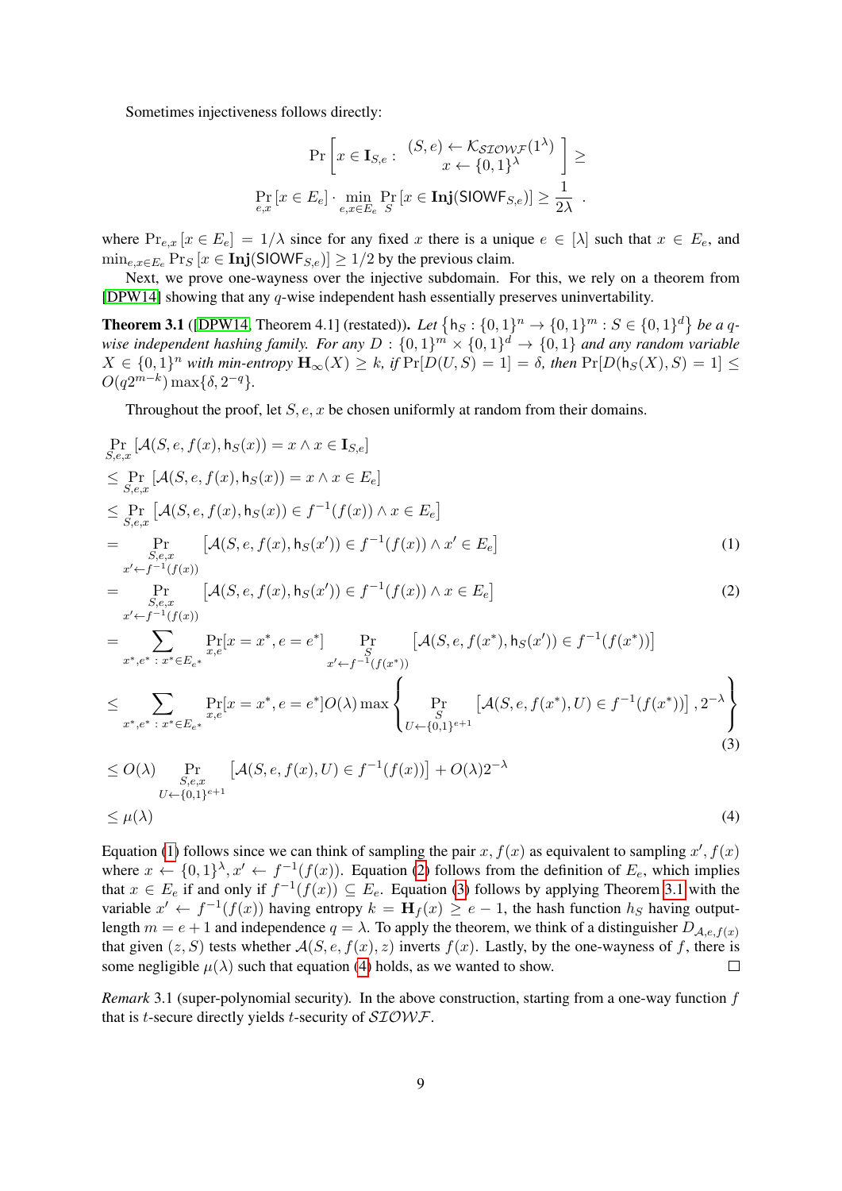Sometimes injectiveness follows directly:

$$\Pr\left[x \in \mathbf{I}_{S,e} : \begin{array}{c}(S,e) \leftarrow \mathcal{K}_{\mathcal{SIOWF}}(1^\lambda) \\ x \leftarrow \{0,1\}^\lambda\end{array}\right] \geq$$

$$\Pr_{e,x}[x \in E_e] \cdot \min_{e,x \in E_e} \Pr_S[x \in \mathbf{Inj}(\mathsf{SIOWF}_{S,e})] \geq \frac{1}{2\lambda} \enspace .$$

where $\Pr_{e,x}[x \in E_e] = 1/\lambda$ since for any fixed $x$ there is a unique $e \in [\lambda]$ such that $x \in E_e$, and $\min_{e,x \in E_e} \Pr_S[x \in \mathbf{Inj}(\mathsf{SIOWF}_{S,e})] \geq 1/2$ by the previous claim.

Next, we prove one-wayness over the injective subdomain. For this, we rely on a theorem from [DPW14] showing that any $q$-wise independent hash essentially preserves uninvertability.

**Theorem 3.1** ([DPW14, Theorem 4.1] (restated)). *Let $\{\mathsf{h}_S : \{0,1\}^n \to \{0,1\}^m : S \in \{0,1\}^d\}$ be a $q$-wise independent hashing family. For any $D : \{0,1\}^m \times \{0,1\}^d \to \{0,1\}$ and any random variable $X \in \{0,1\}^n$ with min-entropy $\mathbf{H}_\infty(X) \geq k$, if $\Pr[D(U,S) = 1] = \delta$, then $\Pr[D(\mathsf{h}_S(X), S) = 1] \leq O(q2^{m-k}) \max\{\delta, 2^{-q}\}$.*

Throughout the proof, let $S, e, x$ be chosen uniformly at random from their domains.

$$\begin{aligned}
&\Pr_{S,e,x}[\mathcal{A}(S,e,f(x),\mathsf{h}_S(x)) = x \wedge x \in \mathbf{I}_{S,e}] \\
&\leq \Pr_{S,e,x}[\mathcal{A}(S,e,f(x),\mathsf{h}_S(x)) = x \wedge x \in E_e] \\
&\leq \Pr_{S,e,x}\left[\mathcal{A}(S,e,f(x),\mathsf{h}_S(x)) \in f^{-1}(f(x)) \wedge x \in E_e\right] \\
&= \Pr_{\substack{S,e,x \\ x' \leftarrow f^{-1}(f(x))}}\left[\mathcal{A}(S,e,f(x),\mathsf{h}_S(x')) \in f^{-1}(f(x)) \wedge x' \in E_e\right] && (1) \\
&= \Pr_{\substack{S,e,x \\ x' \leftarrow f^{-1}(f(x))}}\left[\mathcal{A}(S,e,f(x),\mathsf{h}_S(x')) \in f^{-1}(f(x)) \wedge x \in E_e\right] && (2) \\
&= \sum_{x^*,e^* \,:\, x^* \in E_{e^*}} \Pr_{x,e}[x = x^*, e = e^*] \Pr_{\substack{S \\ x' \leftarrow f^{-1}(f(x^*))}}\left[\mathcal{A}(S,e,f(x^*),\mathsf{h}_S(x')) \in f^{-1}(f(x^*))\right] \\
&\leq \sum_{x^*,e^* \,:\, x^* \in E_{e^*}} \Pr_{x,e}[x = x^*, e = e^*] O(\lambda) \max\left\{ \Pr_{\substack{S \\ U \leftarrow \{0,1\}^{e+1}}}\left[\mathcal{A}(S,e,f(x^*),U) \in f^{-1}(f(x^*))\right], 2^{-\lambda} \right\} && (3) \\
&\leq O(\lambda) \Pr_{\substack{S,e,x \\ U \leftarrow \{0,1\}^{e+1}}}\left[\mathcal{A}(S,e,f(x),U) \in f^{-1}(f(x))\right] + O(\lambda)2^{-\lambda} \\
&\leq \mu(\lambda) && (4)
\end{aligned}$$

Equation (1) follows since we can think of sampling the pair $x, f(x)$ as equivalent to sampling $x', f(x)$ where $x \leftarrow \{0,1\}^\lambda, x' \leftarrow f^{-1}(f(x))$. Equation (2) follows from the definition of $E_e$, which implies that $x \in E_e$ if and only if $f^{-1}(f(x)) \subseteq E_e$. Equation (3) follows by applying Theorem 3.1 with the variable $x' \leftarrow f^{-1}(f(x))$ having entropy $k = \mathbf{H}_f(x) \geq e - 1$, the hash function $h_S$ having output-length $m = e + 1$ and independence $q = \lambda$. To apply the theorem, we think of a distinguisher $D_{\mathcal{A},e,f(x)}$ that given $(z, S)$ tests whether $\mathcal{A}(S, e, f(x), z)$ inverts $f(x)$. Lastly, by the one-wayness of $f$, there is some negligible $\mu(\lambda)$ such that equation (4) holds, as we wanted to show. □

*Remark* 3.1 (super-polynomial security). In the above construction, starting from a one-way function $f$ that is $t$-secure directly yields $t$-security of $\mathcal{SIOWF}$.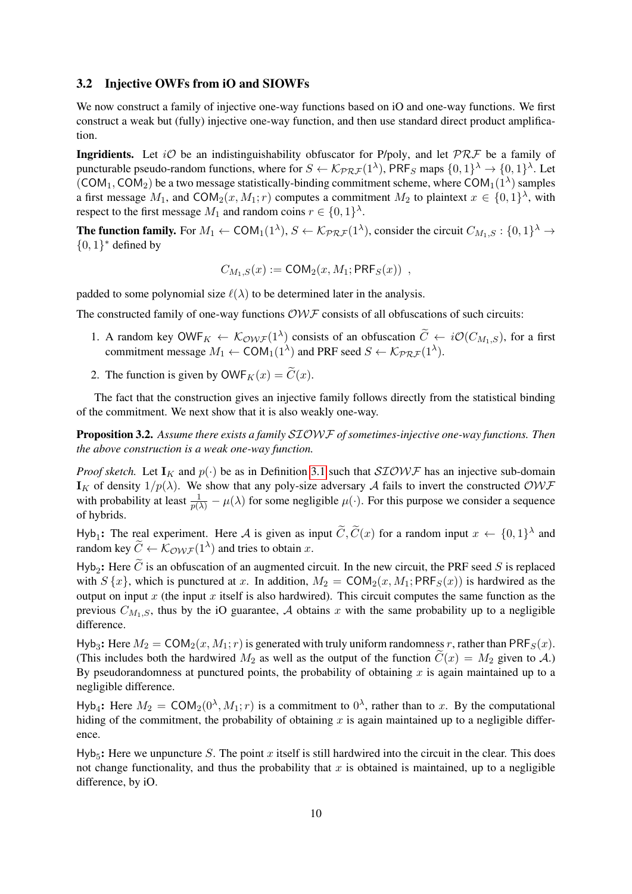### 3.2 Injective OWFs from iO and SIOWFs

We now construct a family of injective one-way functions based on iO and one-way functions. We first construct a weak but (fully) injective one-way function, and then use standard direct product amplification.

**Ingridients.** Let $i\mathcal{O}$ be an indistinguishability obfuscator for P/poly, and let $\mathcal{PRF}$ be a family of puncturable pseudo-random functions, where for $S \leftarrow \mathcal{K}_{\mathcal{PRF}}(1^\lambda)$, $\mathsf{PRF}_S$ maps $\{0,1\}^\lambda \to \{0,1\}^\lambda$. Let $(\mathsf{COM}_1, \mathsf{COM}_2)$ be a two message statistically-binding commitment scheme, where $\mathsf{COM}_1(1^\lambda)$ samples a first message $M_1$, and $\mathsf{COM}_2(x, M_1; r)$ computes a commitment $M_2$ to plaintext $x \in \{0,1\}^\lambda$, with respect to the first message $M_1$ and random coins $r \in \{0,1\}^\lambda$.

**The function family.** For $M_1 \leftarrow \mathsf{COM}_1(1^\lambda)$, $S \leftarrow \mathcal{K}_{\mathcal{PRF}}(1^\lambda)$, consider the circuit $C_{M_1,S} : \{0,1\}^\lambda \to \{0,1\}^*$ defined by

$$C_{M_1,S}(x) := \mathsf{COM}_2(x, M_1; \mathsf{PRF}_S(x)) \enspace ,$$

padded to some polynomial size $\ell(\lambda)$ to be determined later in the analysis.

The constructed family of one-way functions $\mathcal{OWF}$ consists of all obfuscations of such circuits:

1. A random key $\mathsf{OWF}_K \leftarrow \mathcal{K}_{\mathcal{OWF}}(1^\lambda)$ consists of an obfuscation $\widetilde{C} \leftarrow i\mathcal{O}(C_{M_1,S})$, for a first commitment message $M_1 \leftarrow \mathsf{COM}_1(1^\lambda)$ and PRF seed $S \leftarrow \mathcal{K}_{\mathcal{PRF}}(1^\lambda)$.
2. The function is given by $\mathsf{OWF}_K(x) = \widetilde{C}(x)$.

The fact that the construction gives an injective family follows directly from the statistical binding of the commitment. We next show that it is also weakly one-way.

**Proposition 3.2.** *Assume there exists a family $\mathcal{SIOWF}$ of sometimes-injective one-way functions. Then the above construction is a weak one-way function.*

*Proof sketch.* Let $\mathbf{I}_K$ and $p(\cdot)$ be as in Definition 3.1 such that $\mathcal{SIOWF}$ has an injective sub-domain $\mathbf{I}_K$ of density $1/p(\lambda)$. We show that any poly-size adversary $\mathcal{A}$ fails to invert the constructed $\mathcal{OWF}$ with probability at least $\frac{1}{p(\lambda)} - \mu(\lambda)$ for some negligible $\mu(\cdot)$. For this purpose we consider a sequence of hybrids.

$\mathsf{Hyb}_1$**:** The real experiment. Here $\mathcal{A}$ is given as input $\widetilde{C}, \widetilde{C}(x)$ for a random input $x \leftarrow \{0,1\}^\lambda$ and random key $\widetilde{C} \leftarrow \mathcal{K}_{\mathcal{OWF}}(1^\lambda)$ and tries to obtain $x$.

$\mathsf{Hyb}_2$**:** Here $\widetilde{C}$ is an obfuscation of an augmented circuit. In the new circuit, the PRF seed $S$ is replaced with $S\{x\}$, which is punctured at $x$. In addition, $M_2 = \mathsf{COM}_2(x, M_1; \mathsf{PRF}_S(x))$ is hardwired as the output on input $x$ (the input $x$ itself is also hardwired). This circuit computes the same function as the previous $C_{M_1,S}$, thus by the iO guarantee, $\mathcal{A}$ obtains $x$ with the same probability up to a negligible difference.

$\mathsf{Hyb}_3$**:** Here $M_2 = \mathsf{COM}_2(x, M_1; r)$ is generated with truly uniform randomness $r$, rather than $\mathsf{PRF}_S(x)$. (This includes both the hardwired $M_2$ as well as the output of the function $\widetilde{C}(x) = M_2$ given to $\mathcal{A}$.) By pseudorandomness at punctured points, the probability of obtaining $x$ is again maintained up to a negligible difference.

$\mathsf{Hyb}_4$**:** Here $M_2 = \mathsf{COM}_2(0^\lambda, M_1; r)$ is a commitment to $0^\lambda$, rather than to $x$. By the computational hiding of the commitment, the probability of obtaining $x$ is again maintained up to a negligible difference.

$\mathsf{Hyb}_5$**:** Here we unpuncture $S$. The point $x$ itself is still hardwired into the circuit in the clear. This does not change functionality, and thus the probability that $x$ is obtained is maintained, up to a negligible difference, by iO.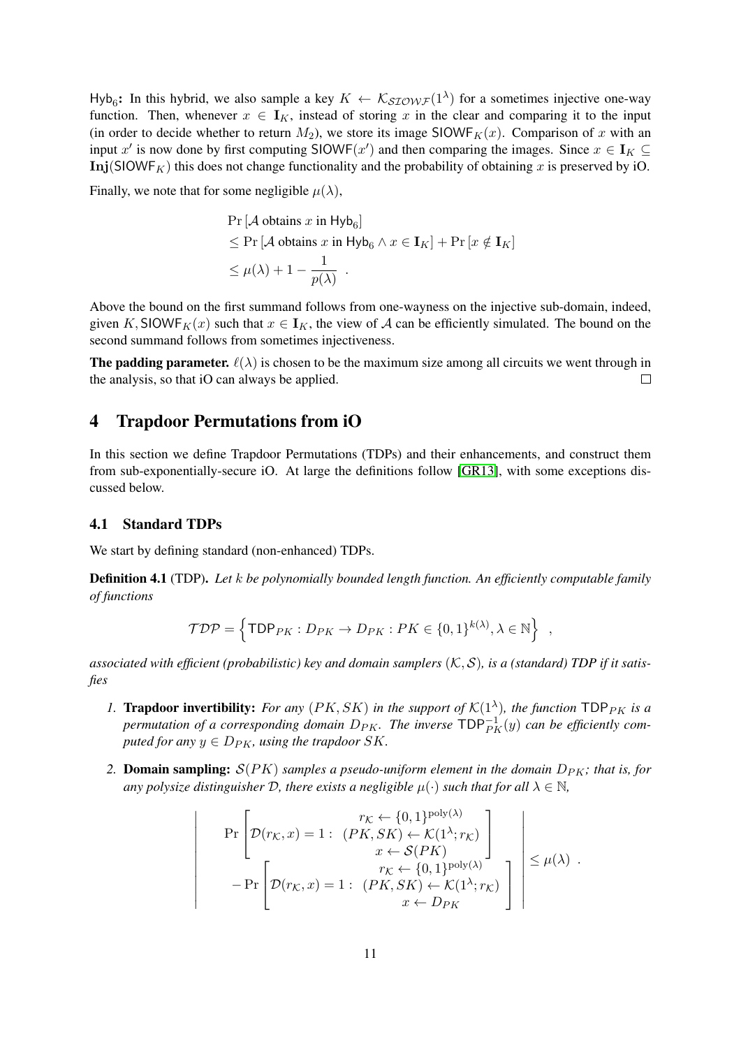$\mathsf{Hyb}_6$**:** In this hybrid, we also sample a key $K \leftarrow \mathcal{K}_{\mathcal{SIOWF}}(1^\lambda)$ for a sometimes injective one-way function. Then, whenever $x \in \mathbf{I}_K$, instead of storing $x$ in the clear and comparing it to the input (in order to decide whether to return $M_2$), we store its image $\mathsf{SIOWF}_K(x)$. Comparison of $x$ with an input $x'$ is now done by first computing $\mathsf{SIOWF}(x')$ and then comparing the images. Since $x \in \mathbf{I}_K \subseteq \mathbf{Inj}(\mathsf{SIOWF}_K)$ this does not change functionality and the probability of obtaining $x$ is preserved by iO.

Finally, we note that for some negligible $\mu(\lambda)$,

$$
\begin{aligned}
&\Pr\left[\mathcal{A} \text{ obtains } x \text{ in } \mathsf{Hyb}_6\right] \\
&\leq \Pr\left[\mathcal{A} \text{ obtains } x \text{ in } \mathsf{Hyb}_6 \wedge x \in \mathbf{I}_K\right] + \Pr\left[x \notin \mathbf{I}_K\right] \\
&\leq \mu(\lambda) + 1 - \frac{1}{p(\lambda)} \quad .
\end{aligned}
$$

Above the bound on the first summand follows from one-wayness on the injective sub-domain, indeed, given $K, \mathsf{SIOWF}_K(x)$ such that $x \in \mathbf{I}_K$, the view of $\mathcal{A}$ can be efficiently simulated. The bound on the second summand follows from sometimes injectiveness.

**The padding parameter.** $\ell(\lambda)$ is chosen to be the maximum size among all circuits we went through in the analysis, so that iO can always be applied. □

# 4 Trapdoor Permutations from iO

In this section we define Trapdoor Permutations (TDPs) and their enhancements, and construct them from sub-exponentially-secure iO. At large the definitions follow [GR13], with some exceptions discussed below.

## 4.1 Standard TDPs

We start by defining standard (non-enhanced) TDPs.

**Definition 4.1** (TDP)**.** *Let $k$ be polynomially bounded length function. An efficiently computable family of functions*

$$
\mathcal{TDP} = \left\{ \mathsf{TDP}_{PK} : D_{PK} \to D_{PK} : PK \in \{0,1\}^{k(\lambda)}, \lambda \in \mathbb{N} \right\} \quad ,
$$

*associated with efficient (probabilistic) key and domain samplers $(\mathcal{K}, \mathcal{S})$, is a (standard) TDP if it satisfies*

1. **Trapdoor invertibility:** *For any $(PK, SK)$ in the support of $\mathcal{K}(1^\lambda)$, the function $\mathsf{TDP}_{PK}$ is a permutation of a corresponding domain $D_{PK}$. The inverse $\mathsf{TDP}^{-1}_{PK}(y)$ can be efficiently computed for any $y \in D_{PK}$, using the trapdoor $SK$.*

2. **Domain sampling:** *$\mathcal{S}(PK)$ samples a pseudo-uniform element in the domain $D_{PK}$; that is, for any polysize distinguisher $\mathcal{D}$, there exists a negligible $\mu(\cdot)$ such that for all $\lambda \in \mathbb{N}$,*

$$
\left| \begin{array}{c}
\Pr\left[ \mathcal{D}(r_{\mathcal{K}}, x) = 1 : \begin{array}{c} r_{\mathcal{K}} \leftarrow \{0,1\}^{\mathrm{poly}(\lambda)} \\ (PK, SK) \leftarrow \mathcal{K}(1^\lambda; r_{\mathcal{K}}) \\ x \leftarrow \mathcal{S}(PK) \end{array} \right] \\
- \Pr\left[ \mathcal{D}(r_{\mathcal{K}}, x) = 1 : \begin{array}{c} r_{\mathcal{K}} \leftarrow \{0,1\}^{\mathrm{poly}(\lambda)} \\ (PK, SK) \leftarrow \mathcal{K}(1^\lambda; r_{\mathcal{K}}) \\ x \leftarrow D_{PK} \end{array} \right]
\end{array} \right| \leq \mu(\lambda) \; .
$$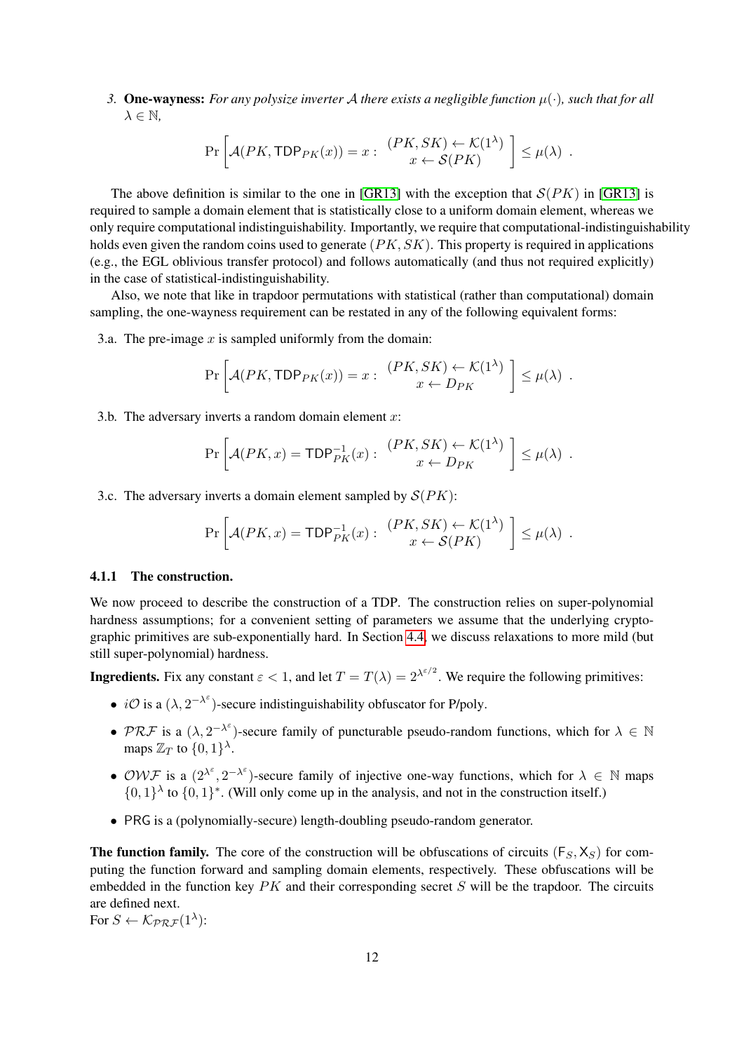3. **One-wayness:** *For any polysize inverter $\mathcal{A}$ there exists a negligible function $\mu(\cdot)$, such that for all $\lambda \in \mathbb{N}$,*

$$\Pr\left[\mathcal{A}(PK, \mathsf{TDP}_{PK}(x)) = x : \begin{array}{c}(PK, SK) \leftarrow \mathcal{K}(1^\lambda) \\ x \leftarrow \mathcal{S}(PK)\end{array}\right] \leq \mu(\lambda) \enspace .$$

The above definition is similar to the one in [GR13] with the exception that $\mathcal{S}(PK)$ in [GR13] is required to sample a domain element that is statistically close to a uniform domain element, whereas we only require computational indistinguishability. Importantly, we require that computational-indistinguishability holds even given the random coins used to generate $(PK, SK)$. This property is required in applications (e.g., the EGL oblivious transfer protocol) and follows automatically (and thus not required explicitly) in the case of statistical-indistinguishability.

Also, we note that like in trapdoor permutations with statistical (rather than computational) domain sampling, the one-wayness requirement can be restated in any of the following equivalent forms:

3.a. The pre-image $x$ is sampled uniformly from the domain:

$$\Pr\left[\mathcal{A}(PK, \mathsf{TDP}_{PK}(x)) = x : \begin{array}{c}(PK, SK) \leftarrow \mathcal{K}(1^\lambda) \\ x \leftarrow D_{PK}\end{array}\right] \leq \mu(\lambda) \enspace .$$

3.b. The adversary inverts a random domain element $x$:

$$\Pr\left[\mathcal{A}(PK, x) = \mathsf{TDP}^{-1}_{PK}(x) : \begin{array}{c}(PK, SK) \leftarrow \mathcal{K}(1^\lambda) \\ x \leftarrow D_{PK}\end{array}\right] \leq \mu(\lambda) \enspace .$$

3.c. The adversary inverts a domain element sampled by $\mathcal{S}(PK)$:

$$\Pr\left[\mathcal{A}(PK, x) = \mathsf{TDP}^{-1}_{PK}(x) : \begin{array}{c}(PK, SK) \leftarrow \mathcal{K}(1^\lambda) \\ x \leftarrow \mathcal{S}(PK)\end{array}\right] \leq \mu(\lambda) \enspace .$$

### 4.1.1 The construction.

We now proceed to describe the construction of a TDP. The construction relies on super-polynomial hardness assumptions; for a convenient setting of parameters we assume that the underlying cryptographic primitives are sub-exponentially hard. In Section 4.4, we discuss relaxations to more mild (but still super-polynomial) hardness.

**Ingredients.** Fix any constant $\varepsilon < 1$, and let $T = T(\lambda) = 2^{\lambda^{\varepsilon/2}}$. We require the following primitives:

- $i\mathcal{O}$ is a $(\lambda, 2^{-\lambda^\varepsilon})$-secure indistinguishability obfuscator for P/poly.
- $\mathcal{PRF}$ is a $(\lambda, 2^{-\lambda^\varepsilon})$-secure family of puncturable pseudo-random functions, which for $\lambda \in \mathbb{N}$ maps $\mathbb{Z}_T$ to $\{0,1\}^\lambda$.
- $\mathcal{OWF}$ is a $(2^{\lambda^\varepsilon}, 2^{-\lambda^\varepsilon})$-secure family of injective one-way functions, which for $\lambda \in \mathbb{N}$ maps $\{0,1\}^\lambda$ to $\{0,1\}^*$. (Will only come up in the analysis, and not in the construction itself.)
- $\mathsf{PRG}$ is a (polynomially-secure) length-doubling pseudo-random generator.

**The function family.** The core of the construction will be obfuscations of circuits $(\mathsf{F}_S, \mathsf{X}_S)$ for computing the function forward and sampling domain elements, respectively. These obfuscations will be embedded in the function key $PK$ and their corresponding secret $S$ will be the trapdoor. The circuits are defined next.

For $S \leftarrow \mathcal{K}_{\mathcal{PRF}}(1^\lambda)$: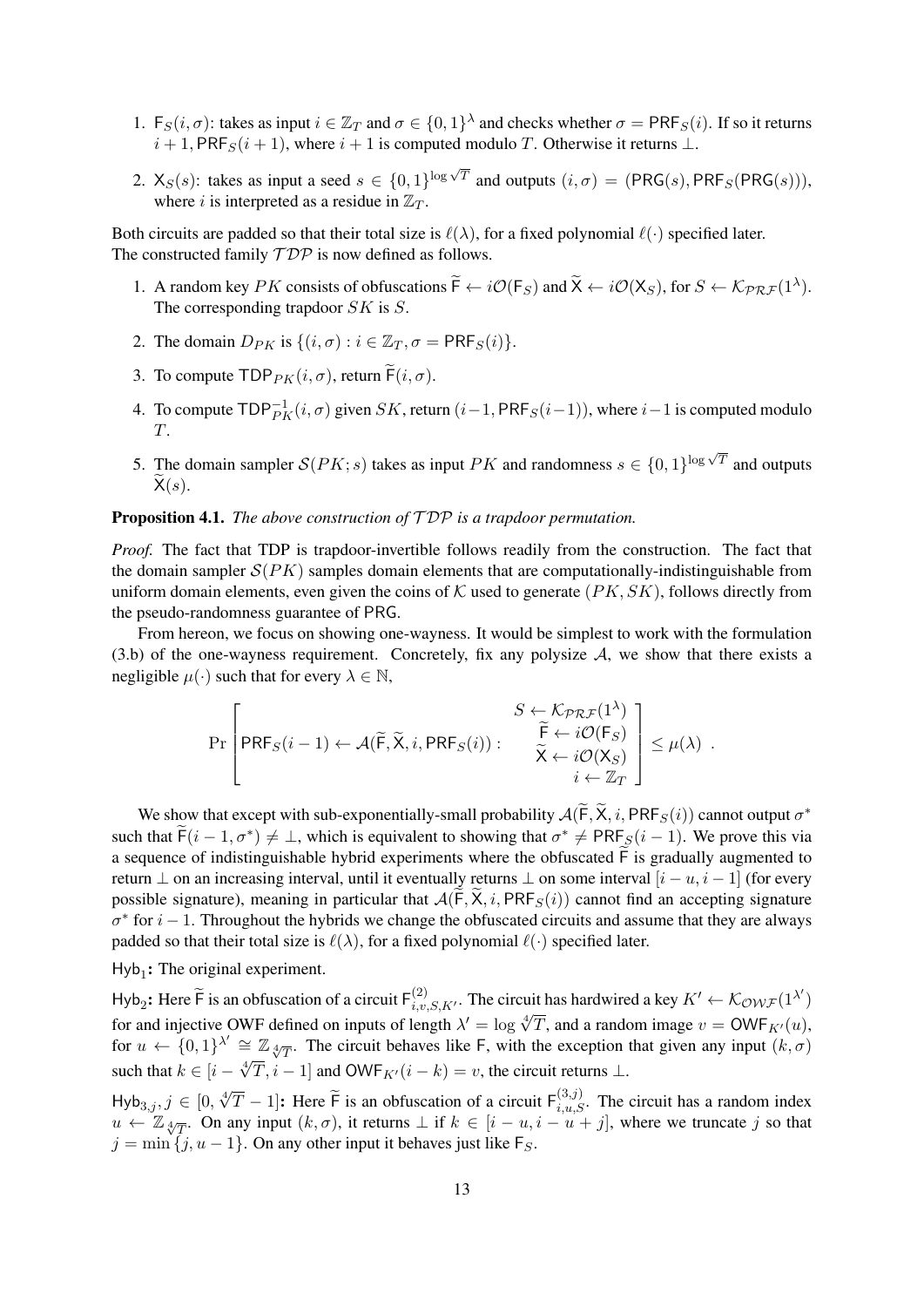1. $\mathsf{F}_S(i, \sigma)$: takes as input $i \in \mathbb{Z}_T$ and $\sigma \in \{0,1\}^\lambda$ and checks whether $\sigma = \mathsf{PRF}_S(i)$. If so it returns $i+1, \mathsf{PRF}_S(i+1)$, where $i+1$ is computed modulo $T$. Otherwise it returns $\perp$.
2. $\mathsf{X}_S(s)$: takes as input a seed $s \in \{0,1\}^{\log \sqrt{T}}$ and outputs $(i, \sigma) = (\mathsf{PRG}(s), \mathsf{PRF}_S(\mathsf{PRG}(s)))$, where $i$ is interpreted as a residue in $\mathbb{Z}_T$.

Both circuits are padded so that their total size is $\ell(\lambda)$, for a fixed polynomial $\ell(\cdot)$ specified later. The constructed family $\mathcal{TDP}$ is now defined as follows.

1. A random key $PK$ consists of obfuscations $\widetilde{\mathsf{F}} \leftarrow i\mathcal{O}(\mathsf{F}_S)$ and $\widetilde{\mathsf{X}} \leftarrow i\mathcal{O}(\mathsf{X}_S)$, for $S \leftarrow \mathcal{K}_{\mathcal{PRF}}(1^\lambda)$. The corresponding trapdoor $SK$ is $S$.
2. The domain $D_{PK}$ is $\{(i, \sigma) : i \in \mathbb{Z}_T, \sigma = \mathsf{PRF}_S(i)\}$.
3. To compute $\mathsf{TDP}_{PK}(i, \sigma)$, return $\widetilde{\mathsf{F}}(i, \sigma)$.
4. To compute $\mathsf{TDP}^{-1}_{PK}(i, \sigma)$ given $SK$, return $(i-1, \mathsf{PRF}_S(i-1))$, where $i-1$ is computed modulo $T$.
5. The domain sampler $\mathcal{S}(PK; s)$ takes as input $PK$ and randomness $s \in \{0,1\}^{\log \sqrt{T}}$ and outputs $\widetilde{\mathsf{X}}(s)$.

**Proposition 4.1.** *The above construction of $\mathcal{TDP}$ is a trapdoor permutation.*

*Proof.* The fact that TDP is trapdoor-invertible follows readily from the construction. The fact that the domain sampler $\mathcal{S}(PK)$ samples domain elements that are computationally-indistinguishable from uniform domain elements, even given the coins of $\mathcal{K}$ used to generate $(PK, SK)$, follows directly from the pseudo-randomness guarantee of PRG.

From hereon, we focus on showing one-wayness. It would be simplest to work with the formulation (3.b) of the one-wayness requirement. Concretely, fix any polysize $\mathcal{A}$, we show that there exists a negligible $\mu(\cdot)$ such that for every $\lambda \in \mathbb{N}$,

$$\Pr\left[\mathsf{PRF}_S(i-1) \leftarrow \mathcal{A}(\widetilde{\mathsf{F}}, \widetilde{\mathsf{X}}, i, \mathsf{PRF}_S(i)) : \begin{array}{c} S \leftarrow \mathcal{K}_{\mathcal{PRF}}(1^\lambda) \\ \widetilde{\mathsf{F}} \leftarrow i\mathcal{O}(\mathsf{F}_S) \\ \widetilde{\mathsf{X}} \leftarrow i\mathcal{O}(\mathsf{X}_S) \\ i \leftarrow \mathbb{Z}_T \end{array}\right] \leq \mu(\lambda) \enspace .$$

We show that except with sub-exponentially-small probability $\mathcal{A}(\widetilde{\mathsf{F}}, \widetilde{\mathsf{X}}, i, \mathsf{PRF}_S(i))$ cannot output $\sigma^*$ such that $\widetilde{\mathsf{F}}(i-1, \sigma^*) \neq \perp$, which is equivalent to showing that $\sigma^* \neq \mathsf{PRF}_S(i-1)$. We prove this via a sequence of indistinguishable hybrid experiments where the obfuscated $\widetilde{\mathsf{F}}$ is gradually augmented to return $\perp$ on an increasing interval, until it eventually returns $\perp$ on some interval $[i-u, i-1]$ (for every possible signature), meaning in particular that $\mathcal{A}(\widetilde{\mathsf{F}}, \widetilde{\mathsf{X}}, i, \mathsf{PRF}_S(i))$ cannot find an accepting signature $\sigma^*$ for $i-1$. Throughout the hybrids we change the obfuscated circuits and assume that they are always padded so that their total size is $\ell(\lambda)$, for a fixed polynomial $\ell(\cdot)$ specified later.

$\mathsf{Hyb}_1$**:** The original experiment.

$\mathsf{Hyb}_2$**:** Here $\widetilde{\mathsf{F}}$ is an obfuscation of a circuit $\mathsf{F}^{(2)}_{i,v,S,K'}$. The circuit has hardwired a key $K' \leftarrow \mathcal{K}_{\mathcal{OWF}}(1^{\lambda'})$ for and injective OWF defined on inputs of length $\lambda' = \log \sqrt[4]{T}$, and a random image $v = \mathsf{OWF}_{K'}(u)$, for $u \leftarrow \{0,1\}^{\lambda'} \cong \mathbb{Z}_{\sqrt[4]{T}}$. The circuit behaves like F, with the exception that given any input $(k, \sigma)$ such that $k \in [i - \sqrt[4]{T}, i-1]$ and $\mathsf{OWF}_{K'}(i-k) = v$, the circuit returns $\perp$.

$\mathsf{Hyb}_{3,j}, j \in [0, \sqrt[4]{T}-1]$**:** Here $\widetilde{\mathsf{F}}$ is an obfuscation of a circuit $\mathsf{F}^{(3,j)}_{i,u,S}$. The circuit has a random index $u \leftarrow \mathbb{Z}_{\sqrt[4]{T}}$. On any input $(k, \sigma)$, it returns $\perp$ if $k \in [i-u, i-u+j]$, where we truncate $j$ so that $j = \min\{j, u-1\}$. On any other input it behaves just like $\mathsf{F}_S$.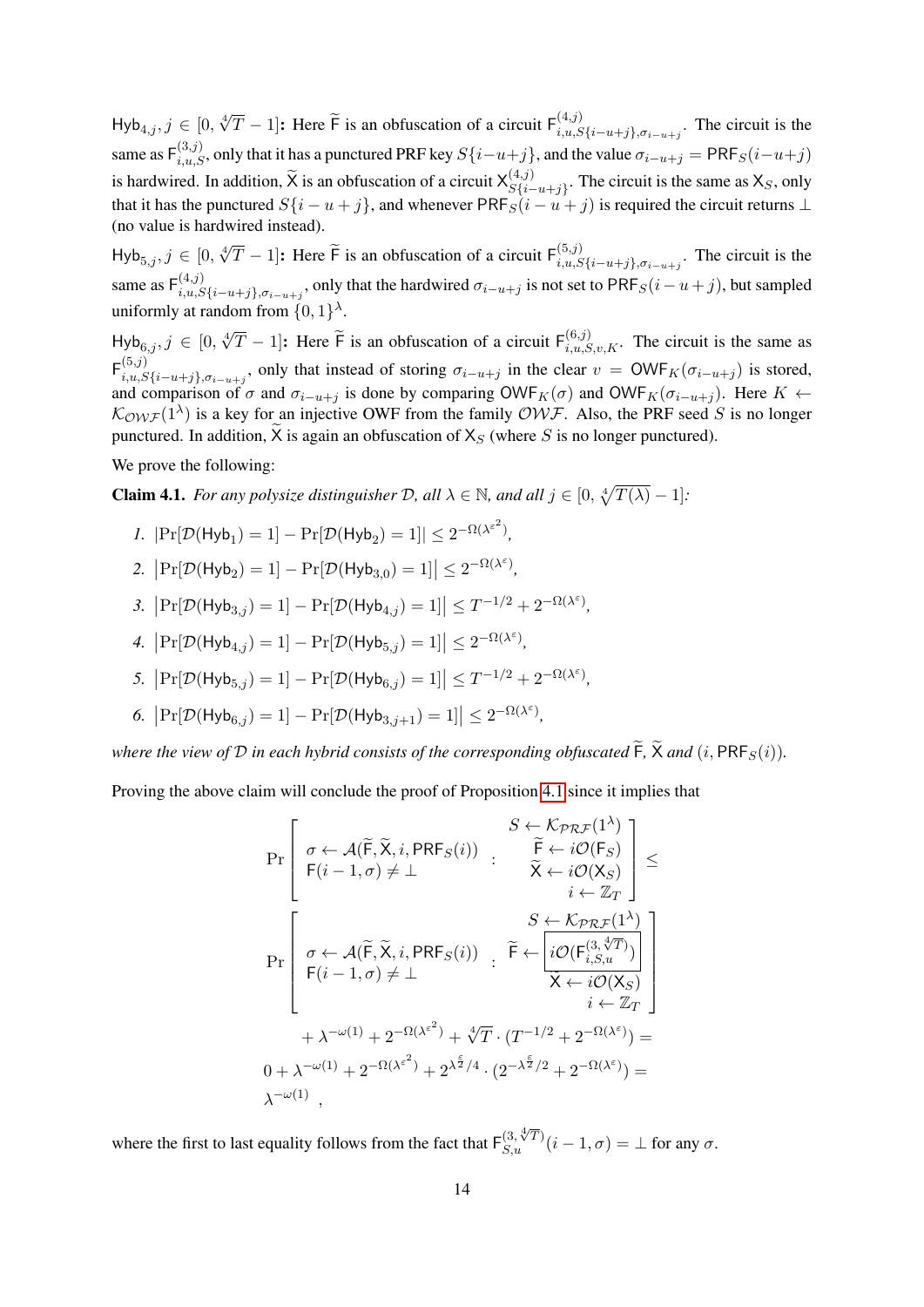$\mathsf{Hyb}_{4,j}, j \in [0, \sqrt[4]{T}-1]$**:** Here $\widetilde{\mathsf{F}}$ is an obfuscation of a circuit $\mathsf{F}^{(4,j)}_{i,u,S\{i-u+j\},\sigma_{i-u+j}}$. The circuit is the same as $\mathsf{F}^{(3,j)}_{i,u,S}$, only that it has a punctured PRF key $S\{i-u+j\}$, and the value $\sigma_{i-u+j} = \mathsf{PRF}_S(i-u+j)$ is hardwired. In addition, $\widetilde{\mathsf{X}}$ is an obfuscation of a circuit $\mathsf{X}^{(4,j)}_{S\{i-u+j\}}$. The circuit is the same as $\mathsf{X}_S$, only that it has the punctured $S\{i-u+j\}$, and whenever $\mathsf{PRF}_S(i-u+j)$ is required the circuit returns $\perp$ (no value is hardwired instead).

$\mathsf{Hyb}_{5,j}, j \in [0, \sqrt[4]{T}-1]$**:** Here $\widetilde{\mathsf{F}}$ is an obfuscation of a circuit $\mathsf{F}^{(5,j)}_{i,u,S\{i-u+j\},\sigma_{i-u+j}}$. The circuit is the same as $\mathsf{F}^{(4,j)}_{i,u,S\{i-u+j\},\sigma_{i-u+j}}$, only that the hardwired $\sigma_{i-u+j}$ is not set to $\mathsf{PRF}_S(i-u+j)$, but sampled uniformly at random from $\{0,1\}^\lambda$.

$\mathsf{Hyb}_{6,j}, j \in [0, \sqrt[4]{T}-1]$**:** Here $\widetilde{\mathsf{F}}$ is an obfuscation of a circuit $\mathsf{F}^{(6,j)}_{i,u,S,v,K}$. The circuit is the same as $\mathsf{F}^{(5,j)}_{i,u,S\{i-u+j\},\sigma_{i-u+j}}$, only that instead of storing $\sigma_{i-u+j}$ in the clear $v = \mathsf{OWF}_K(\sigma_{i-u+j})$ is stored, and comparison of $\sigma$ and $\sigma_{i-u+j}$ is done by comparing $\mathsf{OWF}_K(\sigma)$ and $\mathsf{OWF}_K(\sigma_{i-u+j})$. Here $K \leftarrow \mathcal{K}_{\mathcal{OWF}}(1^\lambda)$ is a key for an injective OWF from the family $\mathcal{OWF}$. Also, the PRF seed $S$ is no longer punctured. In addition, $\widetilde{\mathsf{X}}$ is again an obfuscation of $\mathsf{X}_S$ (where $S$ is no longer punctured).

We prove the following:

**Claim 4.1.** *For any polysize distinguisher $\mathcal{D}$, all $\lambda \in \mathbb{N}$, and all $j \in [0, \sqrt[4]{T(\lambda)}-1]$:*

1. $|\Pr[\mathcal{D}(\mathsf{Hyb}_1)=1] - \Pr[\mathcal{D}(\mathsf{Hyb}_2)=1]| \le 2^{-\Omega(\lambda^{\varepsilon^2})}$,
2. $\left|\Pr[\mathcal{D}(\mathsf{Hyb}_2)=1] - \Pr[\mathcal{D}(\mathsf{Hyb}_{3,0})=1]\right| \le 2^{-\Omega(\lambda^{\varepsilon})}$,
3. $\left|\Pr[\mathcal{D}(\mathsf{Hyb}_{3,j})=1] - \Pr[\mathcal{D}(\mathsf{Hyb}_{4,j})=1]\right| \le T^{-1/2} + 2^{-\Omega(\lambda^{\varepsilon})}$,
4. $\left|\Pr[\mathcal{D}(\mathsf{Hyb}_{4,j})=1] - \Pr[\mathcal{D}(\mathsf{Hyb}_{5,j})=1]\right| \le 2^{-\Omega(\lambda^{\varepsilon})}$,
5. $\left|\Pr[\mathcal{D}(\mathsf{Hyb}_{5,j})=1] - \Pr[\mathcal{D}(\mathsf{Hyb}_{6,j})=1]\right| \le T^{-1/2} + 2^{-\Omega(\lambda^{\varepsilon})}$,
6. $\left|\Pr[\mathcal{D}(\mathsf{Hyb}_{6,j})=1] - \Pr[\mathcal{D}(\mathsf{Hyb}_{3,j+1})=1]\right| \le 2^{-\Omega(\lambda^{\varepsilon})}$,

*where the view of $\mathcal{D}$ in each hybrid consists of the corresponding obfuscated $\widetilde{\mathsf{F}}$, $\widetilde{\mathsf{X}}$ and $(i, \mathsf{PRF}_S(i))$.*

Proving the above claim will conclude the proof of Proposition 4.1 since it implies that

$$
\Pr\left[\begin{array}{l} \sigma \leftarrow \mathcal{A}(\widetilde{\mathsf{F}}, \widetilde{\mathsf{X}}, i, \mathsf{PRF}_S(i)) \\ \mathsf{F}(i-1,\sigma) \neq \perp \end{array} : \begin{array}{r} S \leftarrow \mathcal{K}_{\mathcal{PRF}}(1^\lambda) \\ \widetilde{\mathsf{F}} \leftarrow i\mathcal{O}(\mathsf{F}_S) \\ \widetilde{\mathsf{X}} \leftarrow i\mathcal{O}(\mathsf{X}_S) \\ i \leftarrow \mathbb{Z}_T \end{array}\right] \le
$$

$$
\Pr\left[\begin{array}{l} \sigma \leftarrow \mathcal{A}(\widetilde{\mathsf{F}}, \widetilde{\mathsf{X}}, i, \mathsf{PRF}_S(i)) \\ \mathsf{F}(i-1,\sigma) \neq \perp \end{array} : \begin{array}{r} S \leftarrow \mathcal{K}_{\mathcal{PRF}}(1^\lambda) \\ \widetilde{\mathsf{F}} \leftarrow \boxed{i\mathcal{O}(\mathsf{F}^{(3,\sqrt[4]{T})}_{i,S,u})} \\ \widetilde{\mathsf{X}} \leftarrow i\mathcal{O}(\mathsf{X}_S) \\ i \leftarrow \mathbb{Z}_T \end{array}\right]
$$

$$
+ \lambda^{-\omega(1)} + 2^{-\Omega(\lambda^{\varepsilon^2})} + \sqrt[4]{T} \cdot (T^{-1/2} + 2^{-\Omega(\lambda^{\varepsilon})}) =
$$

$$
0 + \lambda^{-\omega(1)} + 2^{-\Omega(\lambda^{\varepsilon^2})} + 2^{\lambda^{\frac{\varepsilon}{2}}/4} \cdot (2^{-\lambda^{\frac{\varepsilon}{2}}/2} + 2^{-\Omega(\lambda^{\varepsilon})}) =
$$

$$
\lambda^{-\omega(1)} \ ,
$$

where the first to last equality follows from the fact that $\mathsf{F}^{(3,\sqrt[4]{T})}_{S,u}(i-1,\sigma) = \perp$ for any $\sigma$.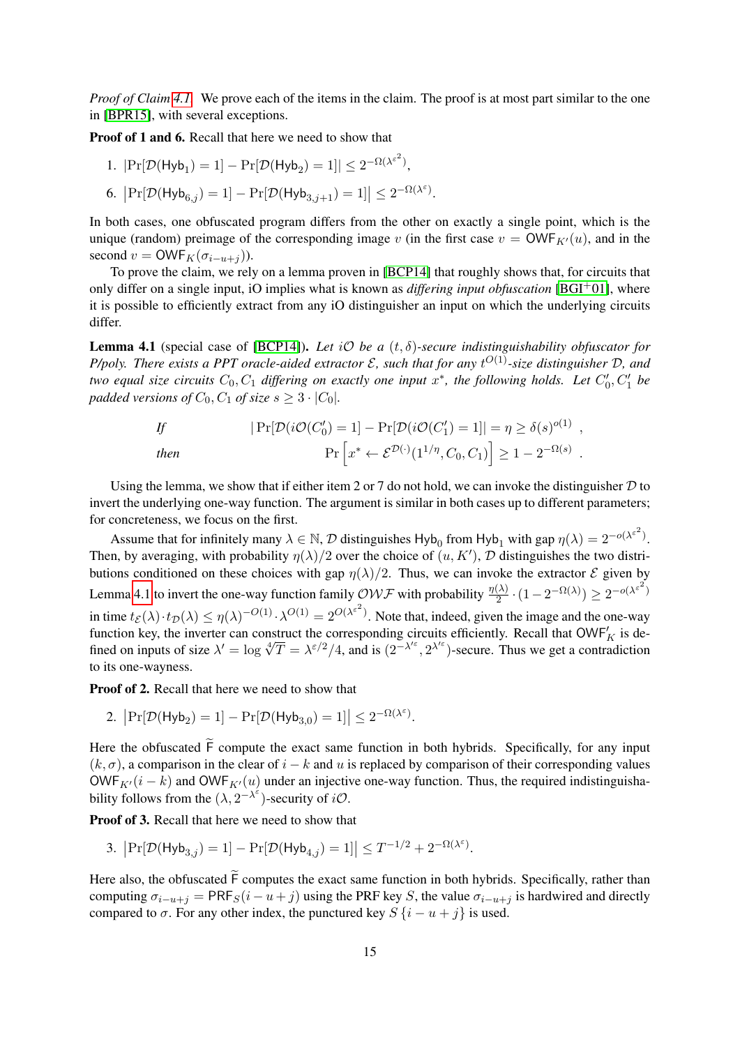*Proof of Claim 4.1.* We prove each of the items in the claim. The proof is at most part similar to the one in [BPR15], with several exceptions.

**Proof of 1 and 6.** Recall that here we need to show that

1. $|\Pr[\mathcal{D}(\mathsf{Hyb}_1) = 1] - \Pr[\mathcal{D}(\mathsf{Hyb}_2) = 1]| \leq 2^{-\Omega(\lambda^{\varepsilon^2})}$,

6. $\left|\Pr[\mathcal{D}(\mathsf{Hyb}_{6,j}) = 1] - \Pr[\mathcal{D}(\mathsf{Hyb}_{3,j+1}) = 1]\right| \leq 2^{-\Omega(\lambda^{\varepsilon})}$.

In both cases, one obfuscated program differs from the other on exactly a single point, which is the unique (random) preimage of the corresponding image $v$ (in the first case $v = \mathsf{OWF}_{K'}(u)$, and in the second $v = \mathsf{OWF}_K(\sigma_{i-u+j})$).

To prove the claim, we rely on a lemma proven in [BCP14] that roughly shows that, for circuits that only differ on a single input, iO implies what is known as *differing input obfuscation* [BGI+01], where it is possible to efficiently extract from any iO distinguisher an input on which the underlying circuits differ.

**Lemma 4.1** (special case of [BCP14]). *Let $i\mathcal{O}$ be a $(t, \delta)$-secure indistinguishability obfuscator for P/poly. There exists a PPT oracle-aided extractor $\mathcal{E}$, such that for any $t^{O(1)}$-size distinguisher $\mathcal{D}$, and two equal size circuits $C_0, C_1$ differing on exactly one input $x^*$, the following holds. Let $C_0', C_1'$ be padded versions of $C_0, C_1$ of size $s \geq 3 \cdot |C_0|$.*

$$\text{If} \qquad |\Pr[\mathcal{D}(i\mathcal{O}(C_0')) = 1] - \Pr[\mathcal{D}(i\mathcal{O}(C_1')) = 1]| = \eta \geq \delta(s)^{o(1)} \ ,$$

$$\text{then} \qquad \Pr\left[x^* \leftarrow \mathcal{E}^{\mathcal{D}(\cdot)}(1^{1/\eta}, C_0, C_1)\right] \geq 1 - 2^{-\Omega(s)} \ .$$

Using the lemma, we show that if either item 2 or 7 do not hold, we can invoke the distinguisher $\mathcal{D}$ to invert the underlying one-way function. The argument is similar in both cases up to different parameters; for concreteness, we focus on the first.

Assume that for infinitely many $\lambda \in \mathbb{N}$, $\mathcal{D}$ distinguishes $\mathsf{Hyb}_0$ from $\mathsf{Hyb}_1$ with gap $\eta(\lambda) = 2^{-o(\lambda^{\varepsilon^2})}$. Then, by averaging, with probability $\eta(\lambda)/2$ over the choice of $(u, K')$, $\mathcal{D}$ distinguishes the two distributions conditioned on these choices with gap $\eta(\lambda)/2$. Thus, we can invoke the extractor $\mathcal{E}$ given by Lemma 4.1 to invert the one-way function family $\mathcal{OWF}$ with probability $\frac{\eta(\lambda)}{2} \cdot (1 - 2^{-\Omega(\lambda)}) \geq 2^{-o(\lambda^{\varepsilon^2})}$ in time $t_{\mathcal{E}}(\lambda) \cdot t_{\mathcal{D}}(\lambda) \leq \eta(\lambda)^{-O(1)} \cdot \lambda^{O(1)} = 2^{O(\lambda^{\varepsilon^2})}$. Note that, indeed, given the image and the one-way function key, the inverter can construct the corresponding circuits efficiently. Recall that $\mathsf{OWF}'_K$ is defined on inputs of size $\lambda' = \log \sqrt[4]{T} = \lambda^{\varepsilon/2}/4$, and is $(2^{-\lambda'^{\varepsilon}}, 2^{\lambda'^{\varepsilon}})$-secure. Thus we get a contradiction to its one-wayness.

**Proof of 2.** Recall that here we need to show that

2. $\left|\Pr[\mathcal{D}(\mathsf{Hyb}_2) = 1] - \Pr[\mathcal{D}(\mathsf{Hyb}_{3,0}) = 1]\right| \leq 2^{-\Omega(\lambda^{\varepsilon})}$.

Here the obfuscated $\widetilde{\mathsf{F}}$ compute the exact same function in both hybrids. Specifically, for any input $(k, \sigma)$, a comparison in the clear of $i - k$ and $u$ is replaced by comparison of their corresponding values $\mathsf{OWF}_{K'}(i - k)$ and $\mathsf{OWF}_{K'}(u)$ under an injective one-way function. Thus, the required indistinguishability follows from the $(\lambda, 2^{-\lambda^{\varepsilon}})$-security of $i\mathcal{O}$.

**Proof of 3.** Recall that here we need to show that

3. $\left|\Pr[\mathcal{D}(\mathsf{Hyb}_{3,j}) = 1] - \Pr[\mathcal{D}(\mathsf{Hyb}_{4,j}) = 1]\right| \leq T^{-1/2} + 2^{-\Omega(\lambda^{\varepsilon})}$.

Here also, the obfuscated $\widetilde{\mathsf{F}}$ computes the exact same function in both hybrids. Specifically, rather than computing $\sigma_{i-u+j} = \mathsf{PRF}_S(i - u + j)$ using the PRF key $S$, the value $\sigma_{i-u+j}$ is hardwired and directly compared to $\sigma$. For any other index, the punctured key $S\{i - u + j\}$ is used.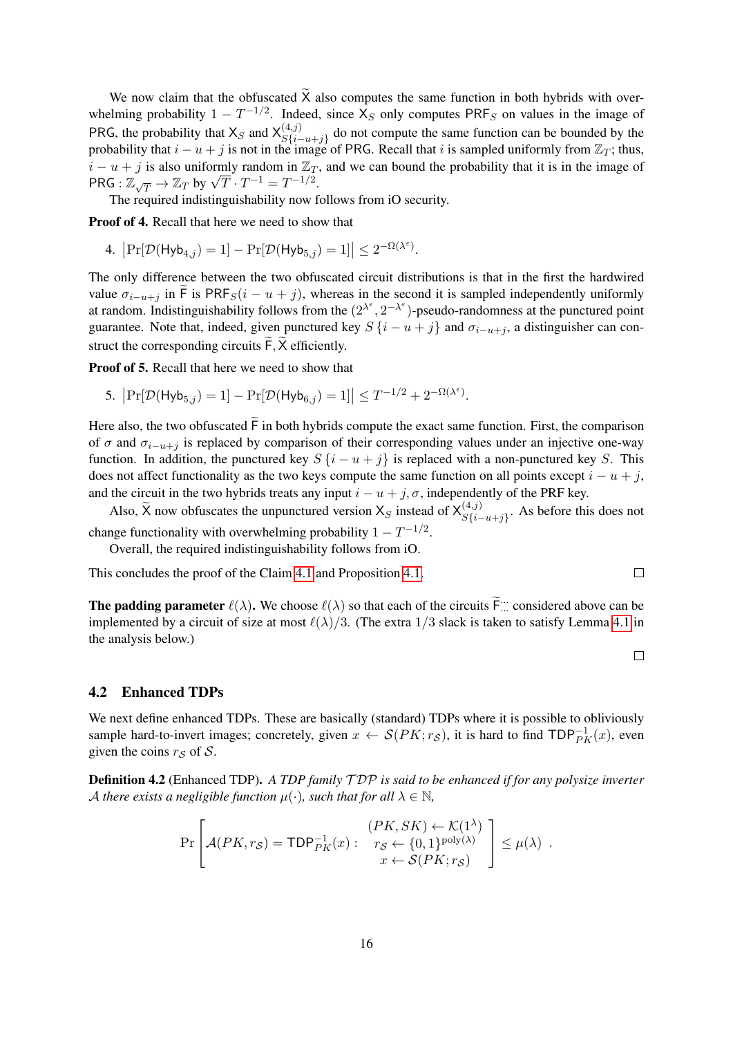We now claim that the obfuscated $\widetilde{\mathsf{X}}$ also computes the same function in both hybrids with overwhelming probability $1 - T^{-1/2}$. Indeed, since $\mathsf{X}_S$ only computes $\mathsf{PRF}_S$ on values in the image of $\mathsf{PRG}$, the probability that $\mathsf{X}_S$ and $\mathsf{X}^{(4,j)}_{S\{i-u+j\}}$ do not compute the same function can be bounded by the probability that $i - u + j$ is not in the image of $\mathsf{PRG}$. Recall that $i$ is sampled uniformly from $\mathbb{Z}_T$; thus, $i - u + j$ is also uniformly random in $\mathbb{Z}_T$, and we can bound the probability that it is in the image of $\mathsf{PRG} : \mathbb{Z}_{\sqrt{T}} \to \mathbb{Z}_T$ by $\sqrt{T} \cdot T^{-1} = T^{-1/2}$.

The required indistinguishability now follows from iO security.

**Proof of 4.** Recall that here we need to show that

4. $\left|\Pr[\mathcal{D}(\mathsf{Hyb}_{4,j}) = 1] - \Pr[\mathcal{D}(\mathsf{Hyb}_{5,j}) = 1]\right| \leq 2^{-\Omega(\lambda^\varepsilon)}$.

The only difference between the two obfuscated circuit distributions is that in the first the hardwired value $\sigma_{i-u+j}$ in $\widetilde{\mathsf{F}}$ is $\mathsf{PRF}_S(i - u + j)$, whereas in the second it is sampled independently uniformly at random. Indistinguishability follows from the $(2^{\lambda^\varepsilon}, 2^{-\lambda^\varepsilon})$-pseudo-randomness at the punctured point guarantee. Note that, indeed, given punctured key $S\{i - u + j\}$ and $\sigma_{i-u+j}$, a distinguisher can construct the corresponding circuits $\widetilde{\mathsf{F}}, \widetilde{\mathsf{X}}$ efficiently.

**Proof of 5.** Recall that here we need to show that

5. $\left|\Pr[\mathcal{D}(\mathsf{Hyb}_{5,j}) = 1] - \Pr[\mathcal{D}(\mathsf{Hyb}_{6,j}) = 1]\right| \leq T^{-1/2} + 2^{-\Omega(\lambda^\varepsilon)}$.

Here also, the two obfuscated $\widetilde{\mathsf{F}}$ in both hybrids compute the exact same function. First, the comparison of $\sigma$ and $\sigma_{i-u+j}$ is replaced by comparison of their corresponding values under an injective one-way function. In addition, the punctured key $S\{i - u + j\}$ is replaced with a non-punctured key $S$. This does not affect functionality as the two keys compute the same function on all points except $i - u + j$, and the circuit in the two hybrids treats any input $i - u + j, \sigma$, independently of the PRF key.

Also, $\widetilde{\mathsf{X}}$ now obfuscates the unpunctured version $\mathsf{X}_S$ instead of $\mathsf{X}^{(4,j)}_{S\{i-u+j\}}$. As before this does not change functionality with overwhelming probability $1 - T^{-1/2}$.

Overall, the required indistinguishability follows from iO.

This concludes the proof of the Claim 4.1 and Proposition 4.1. □

**The padding parameter** $\ell(\lambda)$**.** We choose $\ell(\lambda)$ so that each of the circuits $\widetilde{\mathsf{F}}_{\dots}$ considered above can be implemented by a circuit of size at most $\ell(\lambda)/3$. (The extra $1/3$ slack is taken to satisfy Lemma 4.1 in the analysis below.)

□

## 4.2 Enhanced TDPs

We next define enhanced TDPs. These are basically (standard) TDPs where it is possible to obliviously sample hard-to-invert images; concretely, given $x \leftarrow \mathcal{S}(PK; r_{\mathcal{S}})$, it is hard to find $\mathsf{TDP}^{-1}_{PK}(x)$, even given the coins $r_{\mathcal{S}}$ of $\mathcal{S}$.

**Definition 4.2** (Enhanced TDP)**.** *A TDP family $\mathcal{TDP}$ is said to be enhanced if for any polysize inverter $\mathcal{A}$ there exists a negligible function $\mu(\cdot)$, such that for all $\lambda \in \mathbb{N}$,*

$$\Pr\left[\mathcal{A}(PK, r_{\mathcal{S}}) = \mathsf{TDP}^{-1}_{PK}(x) : \begin{array}{c} (PK, SK) \leftarrow \mathcal{K}(1^\lambda) \\ r_{\mathcal{S}} \leftarrow \{0,1\}^{\mathrm{poly}(\lambda)} \\ x \leftarrow \mathcal{S}(PK; r_{\mathcal{S}}) \end{array}\right] \leq \mu(\lambda) \enspace .$$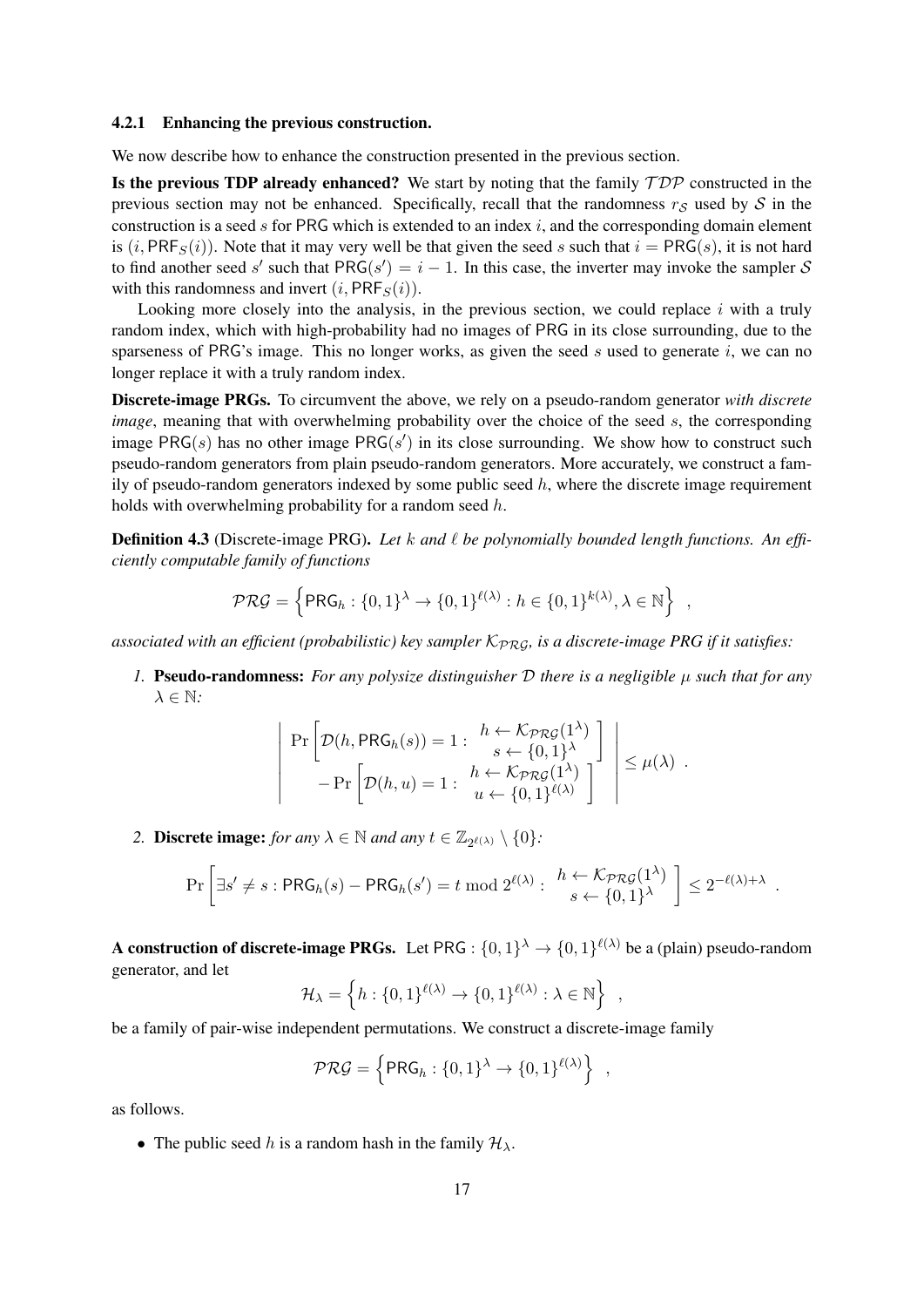#### 4.2.1 Enhancing the previous construction.

We now describe how to enhance the construction presented in the previous section.

**Is the previous TDP already enhanced?** We start by noting that the family $\mathcal{TDP}$ constructed in the previous section may not be enhanced. Specifically, recall that the randomness $r_{\mathcal{S}}$ used by $\mathcal{S}$ in the construction is a seed $s$ for $\mathsf{PRG}$ which is extended to an index $i$, and the corresponding domain element is $(i, \mathsf{PRF}_S(i))$. Note that it may very well be that given the seed $s$ such that $i = \mathsf{PRG}(s)$, it is not hard to find another seed $s'$ such that $\mathsf{PRG}(s') = i - 1$. In this case, the inverter may invoke the sampler $\mathcal{S}$ with this randomness and invert $(i, \mathsf{PRF}_S(i))$.

Looking more closely into the analysis, in the previous section, we could replace $i$ with a truly random index, which with high-probability had no images of $\mathsf{PRG}$ in its close surrounding, due to the sparseness of $\mathsf{PRG}$'s image. This no longer works, as given the seed $s$ used to generate $i$, we can no longer replace it with a truly random index.

**Discrete-image PRGs.** To circumvent the above, we rely on a pseudo-random generator *with discrete image*, meaning that with overwhelming probability over the choice of the seed $s$, the corresponding image $\mathsf{PRG}(s)$ has no other image $\mathsf{PRG}(s')$ in its close surrounding. We show how to construct such pseudo-random generators from plain pseudo-random generators. More accurately, we construct a family of pseudo-random generators indexed by some public seed $h$, where the discrete image requirement holds with overwhelming probability for a random seed $h$.

**Definition 4.3** (Discrete-image PRG)**.** *Let $k$ and $\ell$ be polynomially bounded length functions. An efficiently computable family of functions*

$$\mathcal{PRG} = \left\{ \mathsf{PRG}_h : \{0,1\}^\lambda \to \{0,1\}^{\ell(\lambda)} : h \in \{0,1\}^{k(\lambda)}, \lambda \in \mathbb{N} \right\} ,$$

*associated with an efficient (probabilistic) key sampler $\mathcal{K}_{\mathcal{PRG}}$, is a discrete-image PRG if it satisfies:*

1. **Pseudo-randomness:** *For any polysize distinguisher $\mathcal{D}$ there is a negligible $\mu$ such that for any $\lambda \in \mathbb{N}$:*

$$\left| \begin{array}{c} \Pr\left[ \mathcal{D}(h, \mathsf{PRG}_h(s)) = 1 : \begin{array}{c} h \leftarrow \mathcal{K}_{\mathcal{PRG}}(1^\lambda) \\ s \leftarrow \{0,1\}^\lambda \end{array} \right] \\ - \Pr\left[ \mathcal{D}(h, u) = 1 : \begin{array}{c} h \leftarrow \mathcal{K}_{\mathcal{PRG}}(1^\lambda) \\ u \leftarrow \{0,1\}^{\ell(\lambda)} \end{array} \right] \end{array} \right| \leq \mu(\lambda) .$$

2. **Discrete image:** *for any $\lambda \in \mathbb{N}$ and any $t \in \mathbb{Z}_{2^{\ell(\lambda)}} \setminus \{0\}$:*

$$\Pr\left[ \exists s' \neq s : \mathsf{PRG}_h(s) - \mathsf{PRG}_h(s') = t \bmod 2^{\ell(\lambda)} : \begin{array}{c} h \leftarrow \mathcal{K}_{\mathcal{PRG}}(1^\lambda) \\ s \leftarrow \{0,1\}^\lambda \end{array} \right] \leq 2^{-\ell(\lambda)+\lambda} .$$

**A construction of discrete-image PRGs.** Let $\mathsf{PRG} : \{0,1\}^\lambda \to \{0,1\}^{\ell(\lambda)}$ be a (plain) pseudo-random generator, and let

$$\mathcal{H}_\lambda = \left\{ h : \{0,1\}^{\ell(\lambda)} \to \{0,1\}^{\ell(\lambda)} : \lambda \in \mathbb{N} \right\} ,$$

be a family of pair-wise independent permutations. We construct a discrete-image family

$$\mathcal{PRG} = \left\{ \mathsf{PRG}_h : \{0,1\}^\lambda \to \{0,1\}^{\ell(\lambda)} \right\} ,$$

as follows.

- The public seed $h$ is a random hash in the family $\mathcal{H}_\lambda$.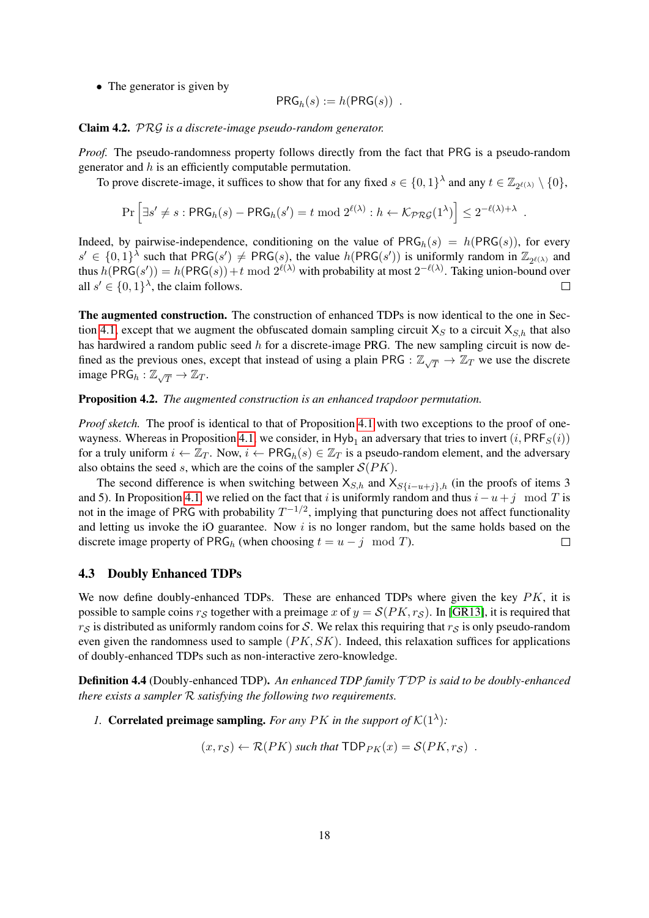- The generator is given by

$$\mathsf{PRG}_h(s) := h(\mathsf{PRG}(s)) \ .$$

**Claim 4.2.** *$\mathcal{PRG}$ is a discrete-image pseudo-random generator.*

*Proof.* The pseudo-randomness property follows directly from the fact that PRG is a pseudo-random generator and $h$ is an efficiently computable permutation.

To prove discrete-image, it suffices to show that for any fixed $s \in \{0,1\}^\lambda$ and any $t \in \mathbb{Z}_{2^{\ell(\lambda)}} \setminus \{0\}$,

$$\Pr\left[\exists s' \neq s : \mathsf{PRG}_h(s) - \mathsf{PRG}_h(s') = t \bmod 2^{\ell(\lambda)} : h \leftarrow \mathcal{K}_{\mathcal{PRG}}(1^\lambda)\right] \leq 2^{-\ell(\lambda)+\lambda} \ .$$

Indeed, by pairwise-independence, conditioning on the value of $\mathsf{PRG}_h(s) = h(\mathsf{PRG}(s))$, for every $s' \in \{0,1\}^\lambda$ such that $\mathsf{PRG}(s') \neq \mathsf{PRG}(s)$, the value $h(\mathsf{PRG}(s'))$ is uniformly random in $\mathbb{Z}_{2^{\ell(\lambda)}}$ and thus $h(\mathsf{PRG}(s')) = h(\mathsf{PRG}(s)) + t \bmod 2^{\ell(\lambda)}$ with probability at most $2^{-\ell(\lambda)}$. Taking union-bound over all $s' \in \{0,1\}^\lambda$, the claim follows. □

**The augmented construction.** The construction of enhanced TDPs is now identical to the one in Section 4.1, except that we augment the obfuscated domain sampling circuit $\mathsf{X}_S$ to a circuit $\mathsf{X}_{S,h}$ that also has hardwired a random public seed $h$ for a discrete-image PRG. The new sampling circuit is now defined as the previous ones, except that instead of using a plain PRG : $\mathbb{Z}_{\sqrt{T}} \to \mathbb{Z}_T$ we use the discrete image $\mathsf{PRG}_h : \mathbb{Z}_{\sqrt{T}} \to \mathbb{Z}_T$.

**Proposition 4.2.** *The augmented construction is an enhanced trapdoor permutation.*

*Proof sketch.* The proof is identical to that of Proposition 4.1 with two exceptions to the proof of one-wayness. Whereas in Proposition 4.1, we consider, in $\mathsf{Hyb}_1$ an adversary that tries to invert $(i, \mathsf{PRF}_S(i))$ for a truly uniform $i \leftarrow \mathbb{Z}_T$. Now, $i \leftarrow \mathsf{PRG}_h(s) \in \mathbb{Z}_T$ is a pseudo-random element, and the adversary also obtains the seed $s$, which are the coins of the sampler $\mathcal{S}(PK)$.

The second difference is when switching between $\mathsf{X}_{S,h}$ and $\mathsf{X}_{S\{i-u+j\},h}$ (in the proofs of items 3 and 5). In Proposition 4.1, we relied on the fact that $i$ is uniformly random and thus $i - u + j \mod T$ is not in the image of PRG with probability $T^{-1/2}$, implying that puncturing does not affect functionality and letting us invoke the iO guarantee. Now $i$ is no longer random, but the same holds based on the discrete image property of $\mathsf{PRG}_h$ (when choosing $t = u - j \mod T$). □

### 4.3 Doubly Enhanced TDPs

We now define doubly-enhanced TDPs. These are enhanced TDPs where given the key $PK$, it is possible to sample coins $r_\mathcal{S}$ together with a preimage $x$ of $y = \mathcal{S}(PK, r_\mathcal{S})$. In [GR13], it is required that $r_\mathcal{S}$ is distributed as uniformly random coins for $\mathcal{S}$. We relax this requiring that $r_\mathcal{S}$ is only pseudo-random even given the randomness used to sample $(PK, SK)$. Indeed, this relaxation suffices for applications of doubly-enhanced TDPs such as non-interactive zero-knowledge.

**Definition 4.4** (Doubly-enhanced TDP). *An enhanced TDP family $\mathcal{TDP}$ is said to be doubly-enhanced there exists a sampler $\mathcal{R}$ satisfying the following two requirements.*

1. **Correlated preimage sampling.** *For any $PK$ in the support of $\mathcal{K}(1^\lambda)$:*

$$(x, r_\mathcal{S}) \leftarrow \mathcal{R}(PK) \text{ such that } \mathsf{TDP}_{PK}(x) = \mathcal{S}(PK, r_\mathcal{S}) \ .$$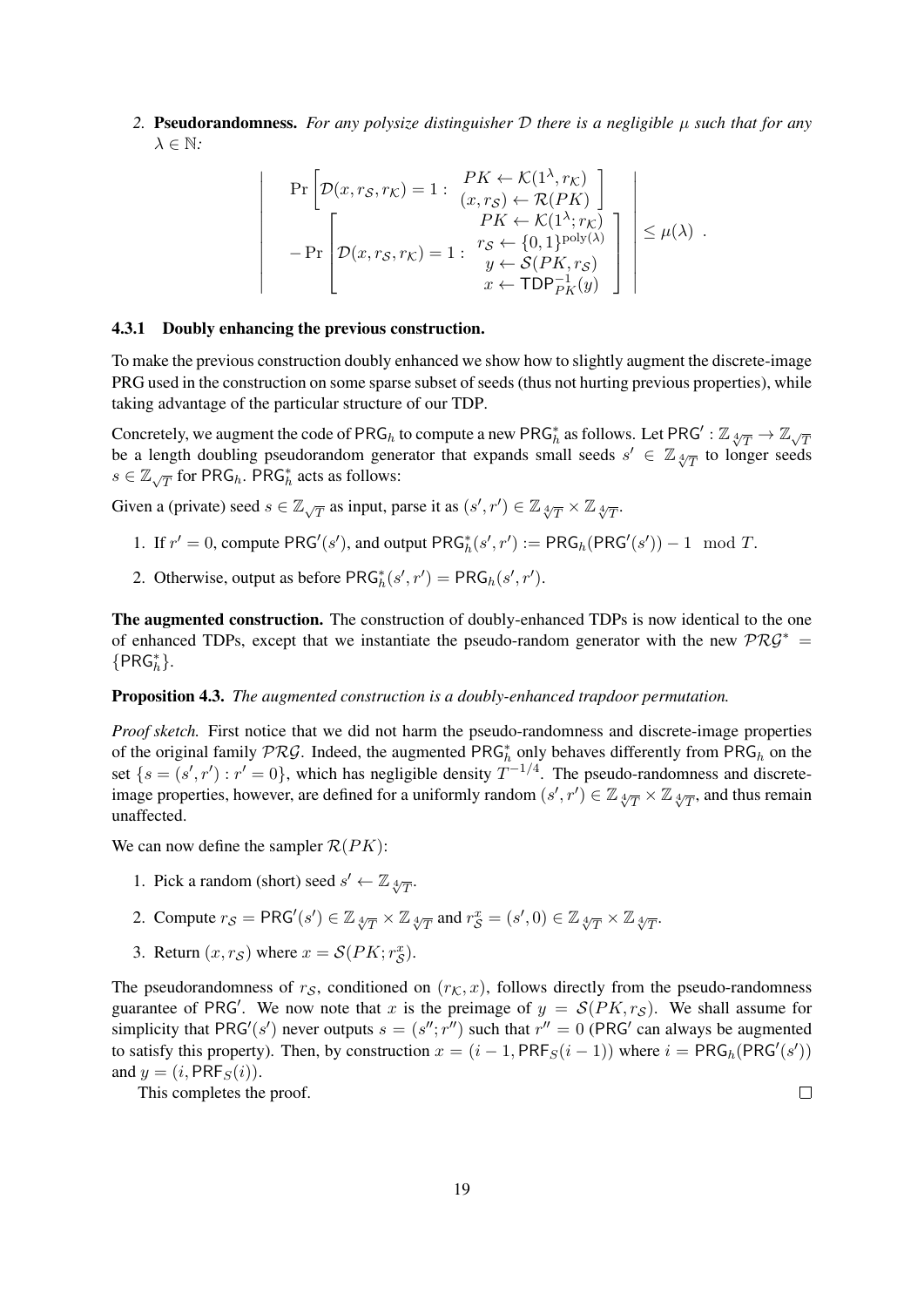2. **Pseudorandomness.** *For any polysize distinguisher $\mathcal{D}$ there is a negligible $\mu$ such that for any $\lambda \in \mathbb{N}$:*

$$\left| \begin{array}{l} \Pr\left[\mathcal{D}(x, r_{\mathcal{S}}, r_{\mathcal{K}}) = 1 : \begin{array}{c} PK \leftarrow \mathcal{K}(1^\lambda, r_{\mathcal{K}}) \\ (x, r_{\mathcal{S}}) \leftarrow \mathcal{R}(PK) \end{array}\right] \\ -\Pr\left[\mathcal{D}(x, r_{\mathcal{S}}, r_{\mathcal{K}}) = 1 : \begin{array}{c} PK \leftarrow \mathcal{K}(1^\lambda; r_{\mathcal{K}}) \\ r_{\mathcal{S}} \leftarrow \{0,1\}^{\mathrm{poly}(\lambda)} \\ y \leftarrow \mathcal{S}(PK, r_{\mathcal{S}}) \\ x \leftarrow \mathsf{TDP}_{PK}^{-1}(y) \end{array}\right] \end{array} \right| \leq \mu(\lambda) \ .$$

### 4.3.1 Doubly enhancing the previous construction.

To make the previous construction doubly enhanced we show how to slightly augment the discrete-image PRG used in the construction on some sparse subset of seeds (thus not hurting previous properties), while taking advantage of the particular structure of our TDP.

Concretely, we augment the code of $\mathsf{PRG}_h$ to compute a new $\mathsf{PRG}_h^*$ as follows. Let $\mathsf{PRG}' : \mathbb{Z}_{\sqrt[4]{T}} \rightarrow \mathbb{Z}_{\sqrt{T}}$ be a length doubling pseudorandom generator that expands small seeds $s' \in \mathbb{Z}_{\sqrt[4]{T}}$ to longer seeds $s \in \mathbb{Z}_{\sqrt{T}}$ for $\mathsf{PRG}_h$. $\mathsf{PRG}_h^*$ acts as follows:

Given a (private) seed $s \in \mathbb{Z}_{\sqrt{T}}$ as input, parse it as $(s', r') \in \mathbb{Z}_{\sqrt[4]{T}} \times \mathbb{Z}_{\sqrt[4]{T}}$.

1. If $r' = 0$, compute $\mathsf{PRG}'(s')$, and output $\mathsf{PRG}_h^*(s', r') := \mathsf{PRG}_h(\mathsf{PRG}'(s')) - 1 \mod T$.
2. Otherwise, output as before $\mathsf{PRG}_h^*(s', r') = \mathsf{PRG}_h(s', r')$.

**The augmented construction.** The construction of doubly-enhanced TDPs is now identical to the one of enhanced TDPs, except that we instantiate the pseudo-random generator with the new $\mathcal{PRG}^* = \{\mathsf{PRG}_h^*\}$.

**Proposition 4.3.** *The augmented construction is a doubly-enhanced trapdoor permutation.*

*Proof sketch.* First notice that we did not harm the pseudo-randomness and discrete-image properties of the original family $\mathcal{PRG}$. Indeed, the augmented $\mathsf{PRG}_h^*$ only behaves differently from $\mathsf{PRG}_h$ on the set $\{s = (s', r') : r' = 0\}$, which has negligible density $T^{-1/4}$. The pseudo-randomness and discrete-image properties, however, are defined for a uniformly random $(s', r') \in \mathbb{Z}_{\sqrt[4]{T}} \times \mathbb{Z}_{\sqrt[4]{T}}$, and thus remain unaffected.

We can now define the sampler $\mathcal{R}(PK)$:

1. Pick a random (short) seed $s' \leftarrow \mathbb{Z}_{\sqrt[4]{T}}$.
2. Compute $r_{\mathcal{S}} = \mathsf{PRG}'(s') \in \mathbb{Z}_{\sqrt[4]{T}} \times \mathbb{Z}_{\sqrt[4]{T}}$ and $r_{\mathcal{S}}^x = (s', 0) \in \mathbb{Z}_{\sqrt[4]{T}} \times \mathbb{Z}_{\sqrt[4]{T}}$.
3. Return $(x, r_{\mathcal{S}})$ where $x = \mathcal{S}(PK; r_{\mathcal{S}}^x)$.

The pseudorandomness of $r_{\mathcal{S}}$, conditioned on $(r_{\mathcal{K}}, x)$, follows directly from the pseudo-randomness guarantee of $\mathsf{PRG}'$. We now note that $x$ is the preimage of $y = \mathcal{S}(PK, r_{\mathcal{S}})$. We shall assume for simplicity that $\mathsf{PRG}'(s')$ never outputs $s = (s''; r'')$ such that $r'' = 0$ ($\mathsf{PRG}'$ can always be augmented to satisfy this property). Then, by construction $x = (i - 1, \mathsf{PRF}_S(i - 1))$ where $i = \mathsf{PRG}_h(\mathsf{PRG}'(s'))$ and $y = (i, \mathsf{PRF}_S(i))$.

This completes the proof. □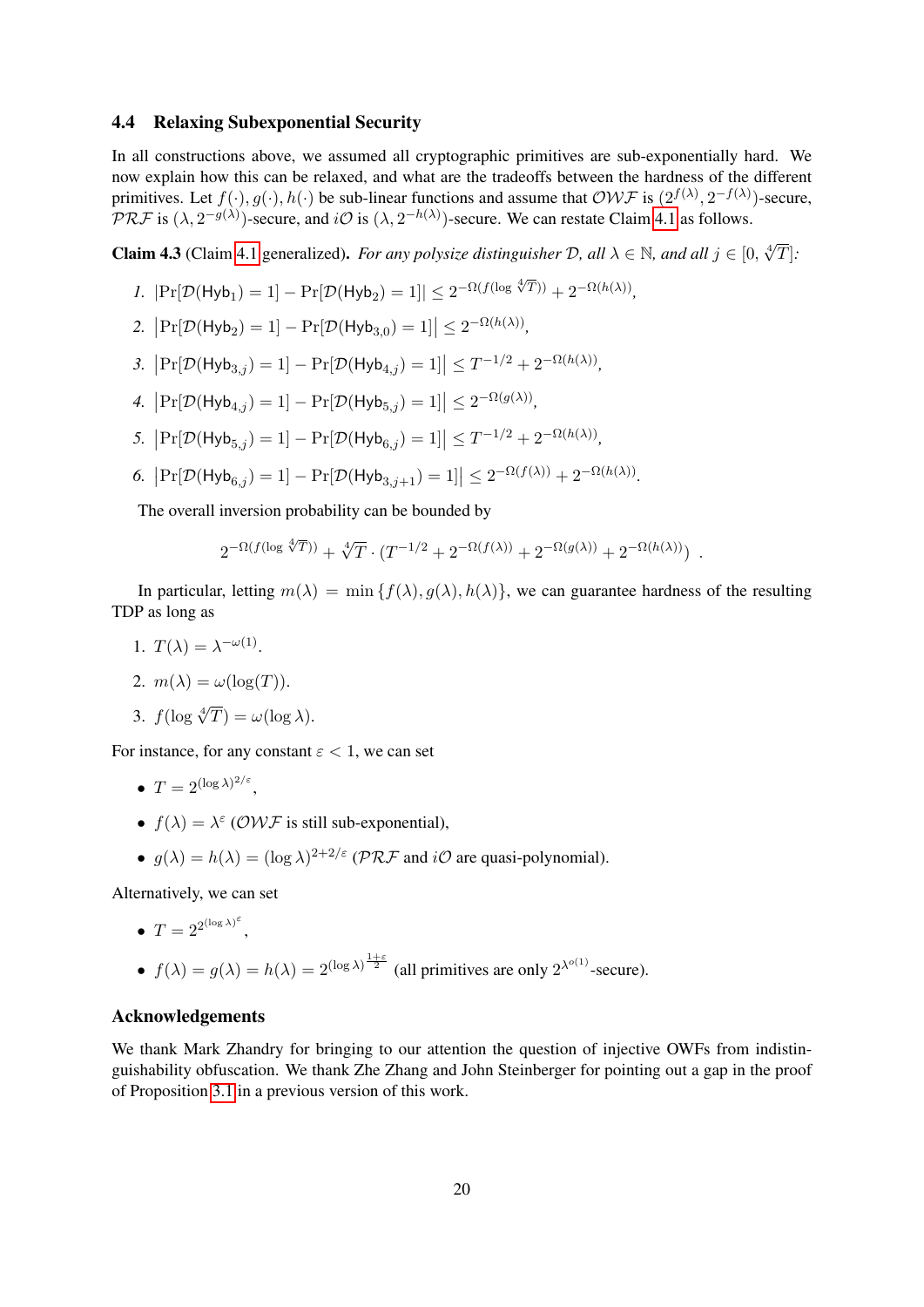### 4.4 Relaxing Subexponential Security

In all constructions above, we assumed all cryptographic primitives are sub-exponentially hard. We now explain how this can be relaxed, and what are the tradeoffs between the hardness of the different primitives. Let $f(\cdot), g(\cdot), h(\cdot)$ be sub-linear functions and assume that $\mathcal{OWF}$ is $(2^{f(\lambda)}, 2^{-f(\lambda)})$-secure, $\mathcal{PRF}$ is $(\lambda, 2^{-g(\lambda)})$-secure, and $i\mathcal{O}$ is $(\lambda, 2^{-h(\lambda)})$-secure. We can restate Claim 4.1 as follows.

**Claim 4.3** (Claim 4.1 generalized)**.** *For any polysize distinguisher $\mathcal{D}$, all $\lambda \in \mathbb{N}$, and all $j \in [0, \sqrt[4]{T}]$:*

1. $\left|\Pr[\mathcal{D}(\mathsf{Hyb}_1) = 1] - \Pr[\mathcal{D}(\mathsf{Hyb}_2) = 1]\right| \leq 2^{-\Omega(f(\log \sqrt[4]{T}))} + 2^{-\Omega(h(\lambda))}$,
2. $\left|\Pr[\mathcal{D}(\mathsf{Hyb}_2) = 1] - \Pr[\mathcal{D}(\mathsf{Hyb}_{3,0}) = 1]\right| \leq 2^{-\Omega(h(\lambda))}$,
3. $\left|\Pr[\mathcal{D}(\mathsf{Hyb}_{3,j}) = 1] - \Pr[\mathcal{D}(\mathsf{Hyb}_{4,j}) = 1]\right| \leq T^{-1/2} + 2^{-\Omega(h(\lambda))}$,
4. $\left|\Pr[\mathcal{D}(\mathsf{Hyb}_{4,j}) = 1] - \Pr[\mathcal{D}(\mathsf{Hyb}_{5,j}) = 1]\right| \leq 2^{-\Omega(g(\lambda))}$,
5. $\left|\Pr[\mathcal{D}(\mathsf{Hyb}_{5,j}) = 1] - \Pr[\mathcal{D}(\mathsf{Hyb}_{6,j}) = 1]\right| \leq T^{-1/2} + 2^{-\Omega(h(\lambda))}$,
6. $\left|\Pr[\mathcal{D}(\mathsf{Hyb}_{6,j}) = 1] - \Pr[\mathcal{D}(\mathsf{Hyb}_{3,j+1}) = 1]\right| \leq 2^{-\Omega(f(\lambda))} + 2^{-\Omega(h(\lambda))}$.

The overall inversion probability can be bounded by

$$2^{-\Omega(f(\log \sqrt[4]{T}))} + \sqrt[4]{T} \cdot \left(T^{-1/2} + 2^{-\Omega(f(\lambda))} + 2^{-\Omega(g(\lambda))} + 2^{-\Omega(h(\lambda))}\right) .$$

In particular, letting $m(\lambda) = \min\{f(\lambda), g(\lambda), h(\lambda)\}$, we can guarantee hardness of the resulting TDP as long as

1. $T(\lambda) = \lambda^{-\omega(1)}$.
2. $m(\lambda) = \omega(\log(T))$.
3. $f(\log \sqrt[4]{T}) = \omega(\log \lambda)$.

For instance, for any constant $\varepsilon < 1$, we can set

- $T = 2^{(\log \lambda)^{2/\varepsilon}}$,
- $f(\lambda) = \lambda^{\varepsilon}$ ($\mathcal{OWF}$ is still sub-exponential),
- $g(\lambda) = h(\lambda) = (\log \lambda)^{2+2/\varepsilon}$ ($\mathcal{PRF}$ and $i\mathcal{O}$ are quasi-polynomial).

Alternatively, we can set

- $T = 2^{2^{(\log \lambda)^{\varepsilon}}}$,
- $f(\lambda) = g(\lambda) = h(\lambda) = 2^{(\log \lambda)^{\frac{1+\varepsilon}{2}}}$ (all primitives are only $2^{\lambda^{o(1)}}$-secure).

### Acknowledgements

We thank Mark Zhandry for bringing to our attention the question of injective OWFs from indistinguishability obfuscation. We thank Zhe Zhang and John Steinberger for pointing out a gap in the proof of Proposition 3.1 in a previous version of this work.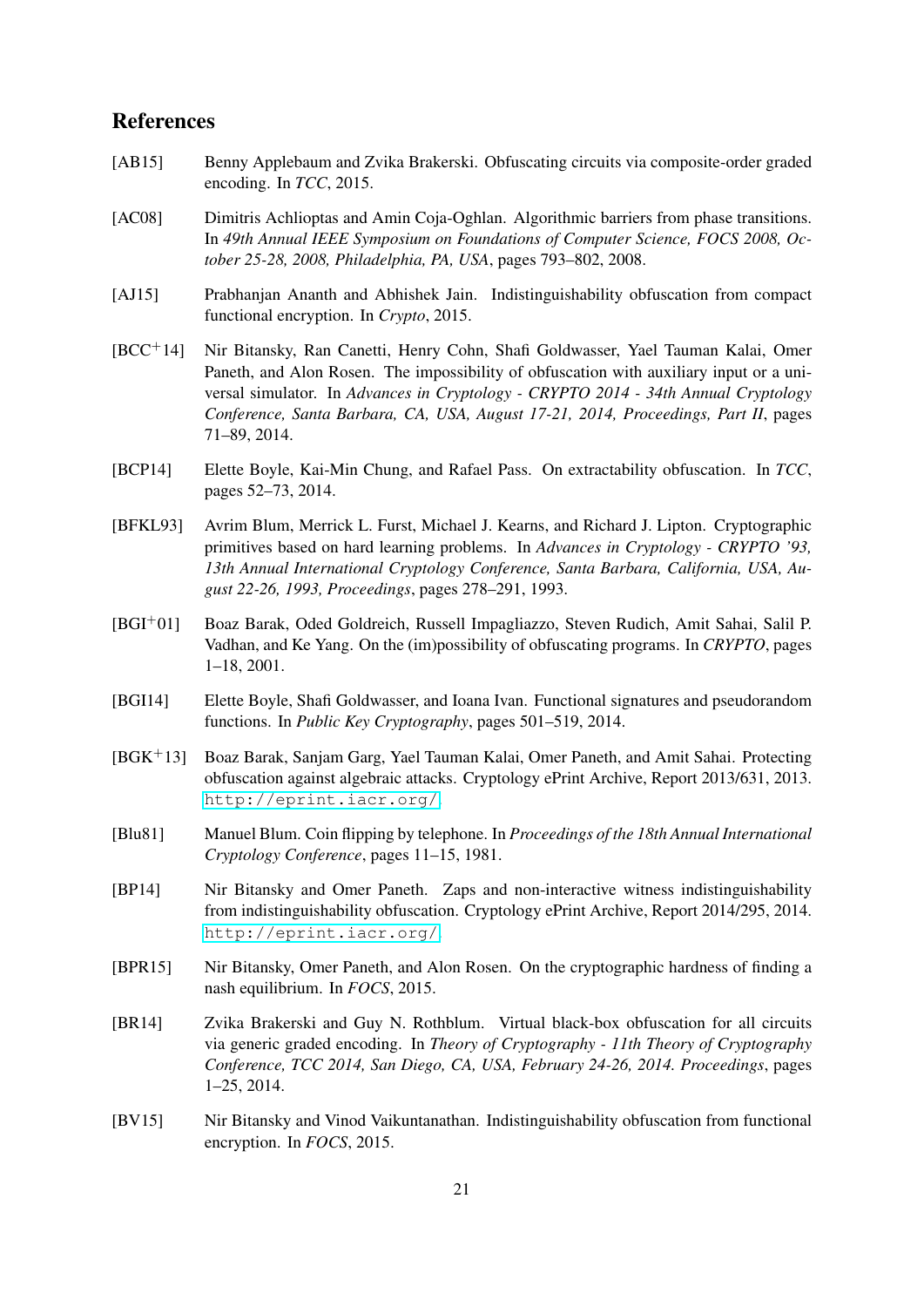## References

[AB15] Benny Applebaum and Zvika Brakerski. Obfuscating circuits via composite-order graded encoding. In *TCC*, 2015.

[AC08] Dimitris Achlioptas and Amin Coja-Oghlan. Algorithmic barriers from phase transitions. In *49th Annual IEEE Symposium on Foundations of Computer Science, FOCS 2008, October 25-28, 2008, Philadelphia, PA, USA*, pages 793–802, 2008.

[AJ15] Prabhanjan Ananth and Abhishek Jain. Indistinguishability obfuscation from compact functional encryption. In *Crypto*, 2015.

[BCC+14] Nir Bitansky, Ran Canetti, Henry Cohn, Shafi Goldwasser, Yael Tauman Kalai, Omer Paneth, and Alon Rosen. The impossibility of obfuscation with auxiliary input or a universal simulator. In *Advances in Cryptology - CRYPTO 2014 - 34th Annual Cryptology Conference, Santa Barbara, CA, USA, August 17-21, 2014, Proceedings, Part II*, pages 71–89, 2014.

[BCP14] Elette Boyle, Kai-Min Chung, and Rafael Pass. On extractability obfuscation. In *TCC*, pages 52–73, 2014.

[BFKL93] Avrim Blum, Merrick L. Furst, Michael J. Kearns, and Richard J. Lipton. Cryptographic primitives based on hard learning problems. In *Advances in Cryptology - CRYPTO '93, 13th Annual International Cryptology Conference, Santa Barbara, California, USA, August 22-26, 1993, Proceedings*, pages 278–291, 1993.

[BGI+01] Boaz Barak, Oded Goldreich, Russell Impagliazzo, Steven Rudich, Amit Sahai, Salil P. Vadhan, and Ke Yang. On the (im)possibility of obfuscating programs. In *CRYPTO*, pages 1–18, 2001.

[BGI14] Elette Boyle, Shafi Goldwasser, and Ioana Ivan. Functional signatures and pseudorandom functions. In *Public Key Cryptography*, pages 501–519, 2014.

[BGK+13] Boaz Barak, Sanjam Garg, Yael Tauman Kalai, Omer Paneth, and Amit Sahai. Protecting obfuscation against algebraic attacks. Cryptology ePrint Archive, Report 2013/631, 2013. http://eprint.iacr.org/.

[Blu81] Manuel Blum. Coin flipping by telephone. In *Proceedings of the 18th Annual International Cryptology Conference*, pages 11–15, 1981.

[BP14] Nir Bitansky and Omer Paneth. Zaps and non-interactive witness indistinguishability from indistinguishability obfuscation. Cryptology ePrint Archive, Report 2014/295, 2014. http://eprint.iacr.org/.

[BPR15] Nir Bitansky, Omer Paneth, and Alon Rosen. On the cryptographic hardness of finding a nash equilibrium. In *FOCS*, 2015.

[BR14] Zvika Brakerski and Guy N. Rothblum. Virtual black-box obfuscation for all circuits via generic graded encoding. In *Theory of Cryptography - 11th Theory of Cryptography Conference, TCC 2014, San Diego, CA, USA, February 24-26, 2014. Proceedings*, pages 1–25, 2014.

[BV15] Nir Bitansky and Vinod Vaikuntanathan. Indistinguishability obfuscation from functional encryption. In *FOCS*, 2015.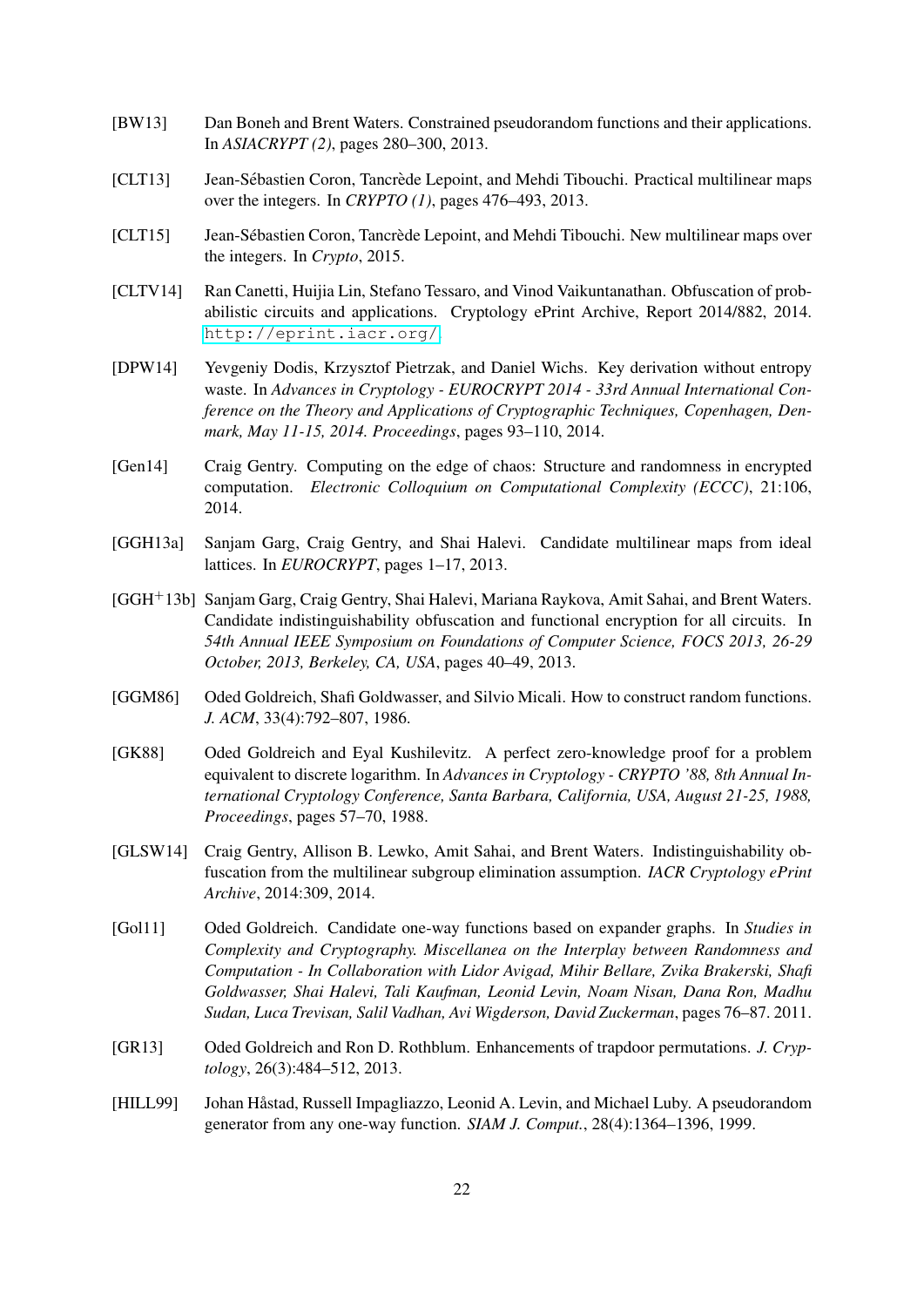[BW13] Dan Boneh and Brent Waters. Constrained pseudorandom functions and their applications. In *ASIACRYPT (2)*, pages 280–300, 2013.

[CLT13] Jean-Sébastien Coron, Tancrède Lepoint, and Mehdi Tibouchi. Practical multilinear maps over the integers. In *CRYPTO (1)*, pages 476–493, 2013.

[CLT15] Jean-Sébastien Coron, Tancrède Lepoint, and Mehdi Tibouchi. New multilinear maps over the integers. In *Crypto*, 2015.

[CLTV14] Ran Canetti, Huijia Lin, Stefano Tessaro, and Vinod Vaikuntanathan. Obfuscation of probabilistic circuits and applications. Cryptology ePrint Archive, Report 2014/882, 2014. `http://eprint.iacr.org/`.

[DPW14] Yevgeniy Dodis, Krzysztof Pietrzak, and Daniel Wichs. Key derivation without entropy waste. In *Advances in Cryptology - EUROCRYPT 2014 - 33rd Annual International Conference on the Theory and Applications of Cryptographic Techniques, Copenhagen, Denmark, May 11-15, 2014. Proceedings*, pages 93–110, 2014.

[Gen14] Craig Gentry. Computing on the edge of chaos: Structure and randomness in encrypted computation. *Electronic Colloquium on Computational Complexity (ECCC)*, 21:106, 2014.

[GGH13a] Sanjam Garg, Craig Gentry, and Shai Halevi. Candidate multilinear maps from ideal lattices. In *EUROCRYPT*, pages 1–17, 2013.

[GGH+13b] Sanjam Garg, Craig Gentry, Shai Halevi, Mariana Raykova, Amit Sahai, and Brent Waters. Candidate indistinguishability obfuscation and functional encryption for all circuits. In *54th Annual IEEE Symposium on Foundations of Computer Science, FOCS 2013, 26-29 October, 2013, Berkeley, CA, USA*, pages 40–49, 2013.

[GGM86] Oded Goldreich, Shafi Goldwasser, and Silvio Micali. How to construct random functions. *J. ACM*, 33(4):792–807, 1986.

[GK88] Oded Goldreich and Eyal Kushilevitz. A perfect zero-knowledge proof for a problem equivalent to discrete logarithm. In *Advances in Cryptology - CRYPTO '88, 8th Annual International Cryptology Conference, Santa Barbara, California, USA, August 21-25, 1988, Proceedings*, pages 57–70, 1988.

[GLSW14] Craig Gentry, Allison B. Lewko, Amit Sahai, and Brent Waters. Indistinguishability obfuscation from the multilinear subgroup elimination assumption. *IACR Cryptology ePrint Archive*, 2014:309, 2014.

[Gol11] Oded Goldreich. Candidate one-way functions based on expander graphs. In *Studies in Complexity and Cryptography. Miscellanea on the Interplay between Randomness and Computation - In Collaboration with Lidor Avigad, Mihir Bellare, Zvika Brakerski, Shafi Goldwasser, Shai Halevi, Tali Kaufman, Leonid Levin, Noam Nisan, Dana Ron, Madhu Sudan, Luca Trevisan, Salil Vadhan, Avi Wigderson, David Zuckerman*, pages 76–87. 2011.

[GR13] Oded Goldreich and Ron D. Rothblum. Enhancements of trapdoor permutations. *J. Cryptology*, 26(3):484–512, 2013.

[HILL99] Johan Håstad, Russell Impagliazzo, Leonid A. Levin, and Michael Luby. A pseudorandom generator from any one-way function. *SIAM J. Comput.*, 28(4):1364–1396, 1999.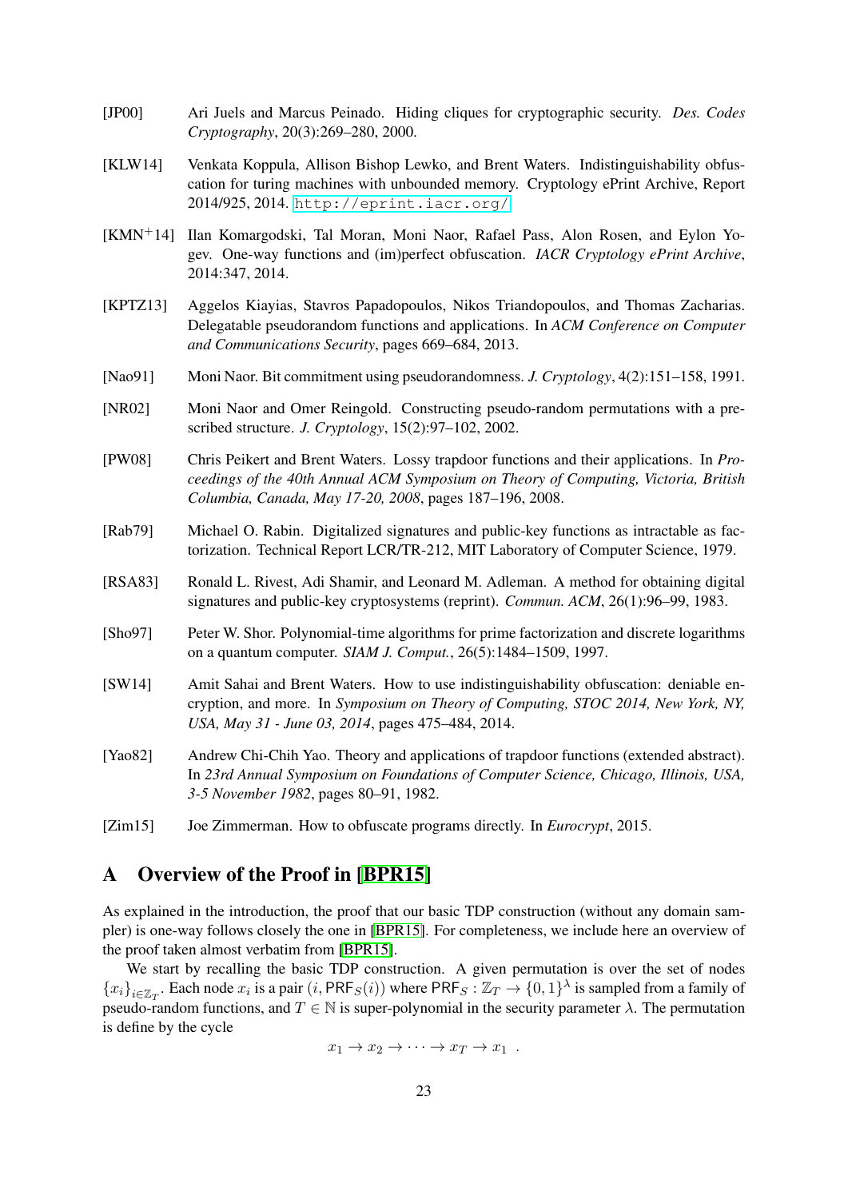[JP00] Ari Juels and Marcus Peinado. Hiding cliques for cryptographic security. *Des. Codes Cryptography*, 20(3):269–280, 2000.

[KLW14] Venkata Koppula, Allison Bishop Lewko, and Brent Waters. Indistinguishability obfuscation for turing machines with unbounded memory. Cryptology ePrint Archive, Report 2014/925, 2014. http://eprint.iacr.org/

[KMN+14] Ilan Komargodski, Tal Moran, Moni Naor, Rafael Pass, Alon Rosen, and Eylon Yogev. One-way functions and (im)perfect obfuscation. *IACR Cryptology ePrint Archive*, 2014:347, 2014.

[KPTZ13] Aggelos Kiayias, Stavros Papadopoulos, Nikos Triandopoulos, and Thomas Zacharias. Delegatable pseudorandom functions and applications. In *ACM Conference on Computer and Communications Security*, pages 669–684, 2013.

[Nao91] Moni Naor. Bit commitment using pseudorandomness. *J. Cryptology*, 4(2):151–158, 1991.

[NR02] Moni Naor and Omer Reingold. Constructing pseudo-random permutations with a prescribed structure. *J. Cryptology*, 15(2):97–102, 2002.

[PW08] Chris Peikert and Brent Waters. Lossy trapdoor functions and their applications. In *Proceedings of the 40th Annual ACM Symposium on Theory of Computing, Victoria, British Columbia, Canada, May 17-20, 2008*, pages 187–196, 2008.

[Rab79] Michael O. Rabin. Digitalized signatures and public-key functions as intractable as factorization. Technical Report LCR/TR-212, MIT Laboratory of Computer Science, 1979.

[RSA83] Ronald L. Rivest, Adi Shamir, and Leonard M. Adleman. A method for obtaining digital signatures and public-key cryptosystems (reprint). *Commun. ACM*, 26(1):96–99, 1983.

[Sho97] Peter W. Shor. Polynomial-time algorithms for prime factorization and discrete logarithms on a quantum computer. *SIAM J. Comput.*, 26(5):1484–1509, 1997.

[SW14] Amit Sahai and Brent Waters. How to use indistinguishability obfuscation: deniable encryption, and more. In *Symposium on Theory of Computing, STOC 2014, New York, NY, USA, May 31 - June 03, 2014*, pages 475–484, 2014.

[Yao82] Andrew Chi-Chih Yao. Theory and applications of trapdoor functions (extended abstract). In *23rd Annual Symposium on Foundations of Computer Science, Chicago, Illinois, USA, 3-5 November 1982*, pages 80–91, 1982.

[Zim15] Joe Zimmerman. How to obfuscate programs directly. In *Eurocrypt*, 2015.

# A Overview of the Proof in [BPR15]

As explained in the introduction, the proof that our basic TDP construction (without any domain sampler) is one-way follows closely the one in [BPR15]. For completeness, we include here an overview of the proof taken almost verbatim from [BPR15].

We start by recalling the basic TDP construction. A given permutation is over the set of nodes $\{x_i\}_{i \in \mathbb{Z}_T}$. Each node $x_i$ is a pair $(i, \mathsf{PRF}_S(i))$ where $\mathsf{PRF}_S : \mathbb{Z}_T \to \{0,1\}^\lambda$ is sampled from a family of pseudo-random functions, and $T \in \mathbb{N}$ is super-polynomial in the security parameter $\lambda$. The permutation is define by the cycle

$$x_1 \to x_2 \to \cdots \to x_T \to x_1 \ .$$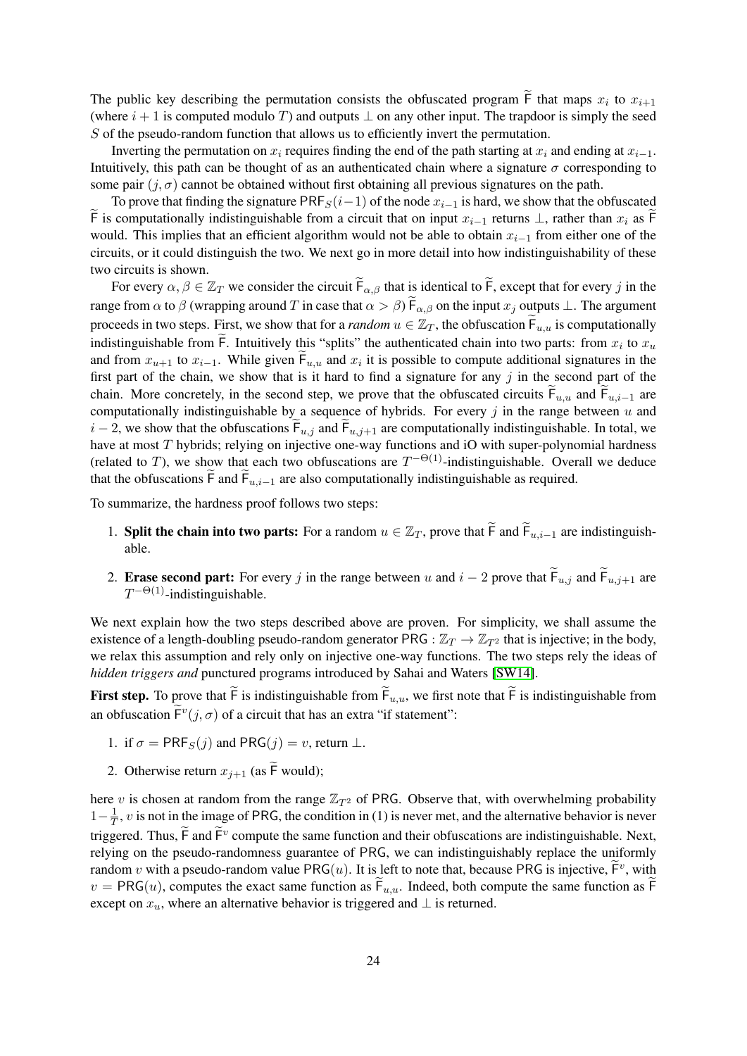The public key describing the permutation consists the obfuscated program $\widetilde{\mathsf{F}}$ that maps $x_i$ to $x_{i+1}$ (where $i+1$ is computed modulo $T$) and outputs $\perp$ on any other input. The trapdoor is simply the seed $S$ of the pseudo-random function that allows us to efficiently invert the permutation.

Inverting the permutation on $x_i$ requires finding the end of the path starting at $x_i$ and ending at $x_{i-1}$. Intuitively, this path can be thought of as an authenticated chain where a signature $\sigma$ corresponding to some pair $(j, \sigma)$ cannot be obtained without first obtaining all previous signatures on the path.

To prove that finding the signature $\mathsf{PRF}_S(i-1)$ of the node $x_{i-1}$ is hard, we show that the obfuscated $\widetilde{\mathsf{F}}$ is computationally indistinguishable from a circuit that on input $x_{i-1}$ returns $\perp$, rather than $x_i$ as $\widetilde{\mathsf{F}}$ would. This implies that an efficient algorithm would not be able to obtain $x_{i-1}$ from either one of the circuits, or it could distinguish the two. We next go in more detail into how indistinguishability of these two circuits is shown.

For every $\alpha, \beta \in \mathbb{Z}_T$ we consider the circuit $\widetilde{\mathsf{F}}_{\alpha,\beta}$ that is identical to $\widetilde{\mathsf{F}}$, except that for every $j$ in the range from $\alpha$ to $\beta$ (wrapping around $T$ in case that $\alpha > \beta$) $\widetilde{\mathsf{F}}_{\alpha,\beta}$ on the input $x_j$ outputs $\perp$. The argument proceeds in two steps. First, we show that for a *random* $u \in \mathbb{Z}_T$, the obfuscation $\widetilde{\mathsf{F}}_{u,u}$ is computationally indistinguishable from $\widetilde{\mathsf{F}}$. Intuitively this "splits" the authenticated chain into two parts: from $x_i$ to $x_u$ and from $x_{u+1}$ to $x_{i-1}$. While given $\widetilde{\mathsf{F}}_{u,u}$ and $x_i$ it is possible to compute additional signatures in the first part of the chain, we show that is it hard to find a signature for any $j$ in the second part of the chain. More concretely, in the second step, we prove that the obfuscated circuits $\widetilde{\mathsf{F}}_{u,u}$ and $\widetilde{\mathsf{F}}_{u,i-1}$ are computationally indistinguishable by a sequence of hybrids. For every $j$ in the range between $u$ and $i-2$, we show that the obfuscations $\widetilde{\mathsf{F}}_{u,j}$ and $\widetilde{\mathsf{F}}_{u,j+1}$ are computationally indistinguishable. In total, we have at most $T$ hybrids; relying on injective one-way functions and iO with super-polynomial hardness (related to $T$), we show that each two obfuscations are $T^{-\Theta(1)}$-indistinguishable. Overall we deduce that the obfuscations $\widetilde{\mathsf{F}}$ and $\widetilde{\mathsf{F}}_{u,i-1}$ are also computationally indistinguishable as required.

To summarize, the hardness proof follows two steps:

1. **Split the chain into two parts:** For a random $u \in \mathbb{Z}_T$, prove that $\widetilde{\mathsf{F}}$ and $\widetilde{\mathsf{F}}_{u,i-1}$ are indistinguishable.
2. **Erase second part:** For every $j$ in the range between $u$ and $i-2$ prove that $\widetilde{\mathsf{F}}_{u,j}$ and $\widetilde{\mathsf{F}}_{u,j+1}$ are $T^{-\Theta(1)}$-indistinguishable.

We next explain how the two steps described above are proven. For simplicity, we shall assume the existence of a length-doubling pseudo-random generator $\mathsf{PRG} : \mathbb{Z}_T \to \mathbb{Z}_{T^2}$ that is injective; in the body, we relax this assumption and rely only on injective one-way functions. The two steps rely the ideas of *hidden triggers and* punctured programs introduced by Sahai and Waters [SW14].

**First step.** To prove that $\widetilde{\mathsf{F}}$ is indistinguishable from $\widetilde{\mathsf{F}}_{u,u}$, we first note that $\widetilde{\mathsf{F}}$ is indistinguishable from an obfuscation $\widetilde{\mathsf{F}}^v(j, \sigma)$ of a circuit that has an extra "if statement":

1. if $\sigma = \mathsf{PRF}_S(j)$ and $\mathsf{PRG}(j) = v$, return $\perp$.
2. Otherwise return $x_{j+1}$ (as $\widetilde{\mathsf{F}}$ would);

here $v$ is chosen at random from the range $\mathbb{Z}_{T^2}$ of $\mathsf{PRG}$. Observe that, with overwhelming probability $1 - \frac{1}{T}$, $v$ is not in the image of $\mathsf{PRG}$, the condition in (1) is never met, and the alternative behavior is never triggered. Thus, $\widetilde{\mathsf{F}}$ and $\widetilde{\mathsf{F}}^v$ compute the same function and their obfuscations are indistinguishable. Next, relying on the pseudo-randomness guarantee of $\mathsf{PRG}$, we can indistinguishably replace the uniformly random $v$ with a pseudo-random value $\mathsf{PRG}(u)$. It is left to note that, because $\mathsf{PRG}$ is injective, $\widetilde{\mathsf{F}}^v$, with $v = \mathsf{PRG}(u)$, computes the exact same function as $\widetilde{\mathsf{F}}_{u,u}$. Indeed, both compute the same function as $\widetilde{\mathsf{F}}$ except on $x_u$, where an alternative behavior is triggered and $\perp$ is returned.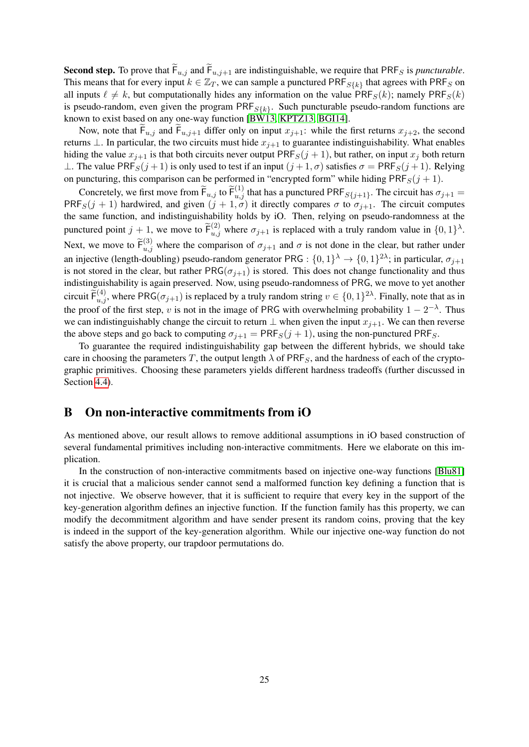**Second step.** To prove that $\widetilde{\mathsf{F}}_{u,j}$ and $\widetilde{\mathsf{F}}_{u,j+1}$ are indistinguishable, we require that $\mathsf{PRF}_S$ is *puncturable*. This means that for every input $k \in \mathbb{Z}_T$, we can sample a punctured $\mathsf{PRF}_{S\{k\}}$ that agrees with $\mathsf{PRF}_S$ on all inputs $\ell \neq k$, but computationally hides any information on the value $\mathsf{PRF}_S(k)$; namely $\mathsf{PRF}_S(k)$ is pseudo-random, even given the program $\mathsf{PRF}_{S\{k\}}$. Such puncturable pseudo-random functions are known to exist based on any one-way function [BW13, KPTZ13, BGI14].

Now, note that $\widetilde{\mathsf{F}}_{u,j}$ and $\widetilde{\mathsf{F}}_{u,j+1}$ differ only on input $x_{j+1}$: while the first returns $x_{j+2}$, the second returns $\perp$. In particular, the two circuits must hide $x_{j+1}$ to guarantee indistinguishability. What enables hiding the value $x_{j+1}$ is that both circuits never output $\mathsf{PRF}_S(j+1)$, but rather, on input $x_j$ both return $\perp$. The value $\mathsf{PRF}_S(j+1)$ is only used to test if an input $(j+1, \sigma)$ satisfies $\sigma = \mathsf{PRF}_S(j+1)$. Relying on puncturing, this comparison can be performed in "encrypted form" while hiding $\mathsf{PRF}_S(j+1)$.

Concretely, we first move from $\widetilde{\mathsf{F}}_{u,j}$ to $\widetilde{\mathsf{F}}^{(1)}_{u,j}$ that has a punctured $\mathsf{PRF}_{S\{j+1\}}$. The circuit has $\sigma_{j+1} = \mathsf{PRF}_S(j+1)$ hardwired, and given $(j+1, \sigma)$ it directly compares $\sigma$ to $\sigma_{j+1}$. The circuit computes the same function, and indistinguishability holds by iO. Then, relying on pseudo-randomness at the punctured point $j+1$, we move to $\widetilde{\mathsf{F}}^{(2)}_{u,j}$ where $\sigma_{j+1}$ is replaced with a truly random value in $\{0,1\}^\lambda$. Next, we move to $\widetilde{\mathsf{F}}^{(3)}_{u,j}$ where the comparison of $\sigma_{j+1}$ and $\sigma$ is not done in the clear, but rather under an injective (length-doubling) pseudo-random generator $\mathsf{PRG} : \{0,1\}^\lambda \to \{0,1\}^{2\lambda}$; in particular, $\sigma_{j+1}$ is not stored in the clear, but rather $\mathsf{PRG}(\sigma_{j+1})$ is stored. This does not change functionality and thus indistinguishability is again preserved. Now, using pseudo-randomness of $\mathsf{PRG}$, we move to yet another circuit $\widetilde{\mathsf{F}}^{(4)}_{u,j}$, where $\mathsf{PRG}(\sigma_{j+1})$ is replaced by a truly random string $v \in \{0,1\}^{2\lambda}$. Finally, note that as in the proof of the first step, $v$ is not in the image of $\mathsf{PRG}$ with overwhelming probability $1 - 2^{-\lambda}$. Thus we can indistinguishably change the circuit to return $\perp$ when given the input $x_{j+1}$. We can then reverse the above steps and go back to computing $\sigma_{j+1} = \mathsf{PRF}_S(j+1)$, using the non-punctured $\mathsf{PRF}_S$.

To guarantee the required indistinguishability gap between the different hybrids, we should take care in choosing the parameters $T$, the output length $\lambda$ of $\mathsf{PRF}_S$, and the hardness of each of the cryptographic primitives. Choosing these parameters yields different hardness tradeoffs (further discussed in Section 4.4).

# B On non-interactive commitments from iO

As mentioned above, our result allows to remove additional assumptions in iO based construction of several fundamental primitives including non-interactive commitments. Here we elaborate on this implication.

In the construction of non-interactive commitments based on injective one-way functions [Blu81] it is crucial that a malicious sender cannot send a malformed function key defining a function that is not injective. We observe however, that it is sufficient to require that every key in the support of the key-generation algorithm defines an injective function. If the function family has this property, we can modify the decommitment algorithm and have sender present its random coins, proving that the key is indeed in the support of the key-generation algorithm. While our injective one-way function do not satisfy the above property, our trapdoor permutations do.